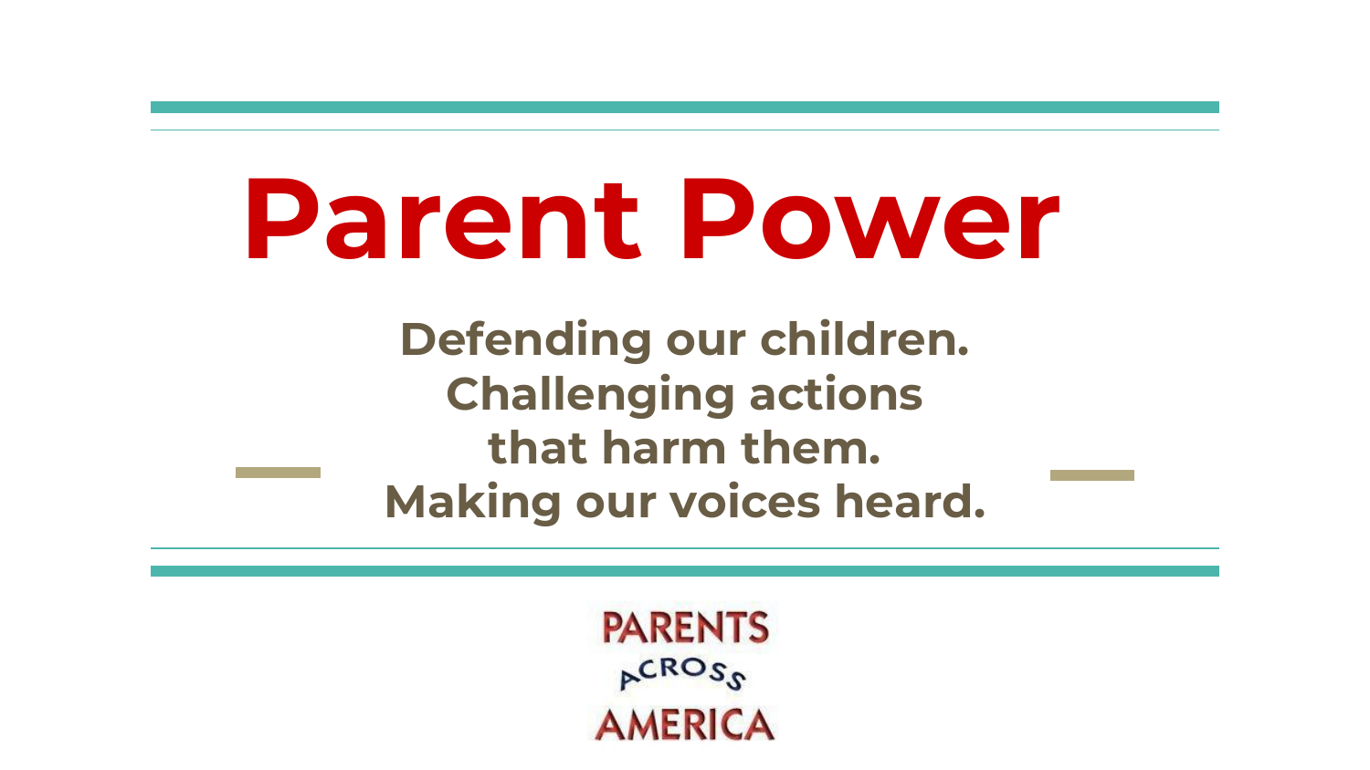# Parent Power

**Defending our children.**
**Challenging actions that harm them.**
**Making our voices heard.**

PARENTS ACROSS AMERICA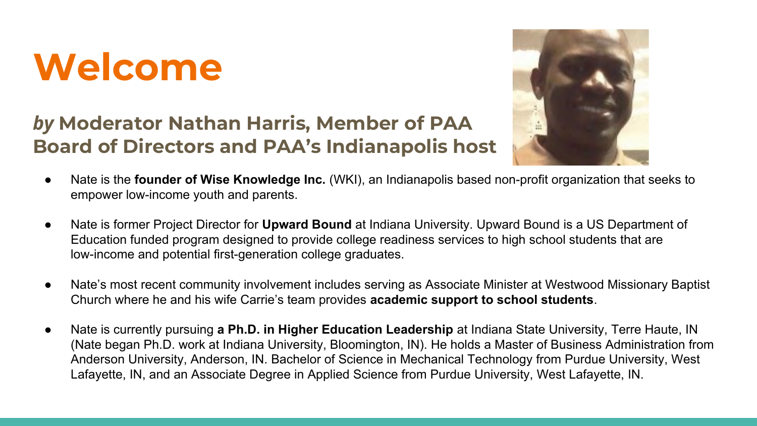# Welcome

## *by* Moderator Nathan Harris, Member of PAA Board of Directors and PAA's Indianapolis host

- Nate is the **founder of Wise Knowledge Inc.** (WKI), an Indianapolis based non-profit organization that seeks to empower low-income youth and parents.
- Nate is former Project Director for **Upward Bound** at Indiana University. Upward Bound is a US Department of Education funded program designed to provide college readiness services to high school students that are low-income and potential first-generation college graduates.
- Nate's most recent community involvement includes serving as Associate Minister at Westwood Missionary Baptist Church where he and his wife Carrie's team provides **academic support to school students**.
- Nate is currently pursuing **a Ph.D. in Higher Education Leadership** at Indiana State University, Terre Haute, IN (Nate began Ph.D. work at Indiana University, Bloomington, IN). He holds a Master of Business Administration from Anderson University, Anderson, IN. Bachelor of Science in Mechanical Technology from Purdue University, West Lafayette, IN, and an Associate Degree in Applied Science from Purdue University, West Lafayette, IN.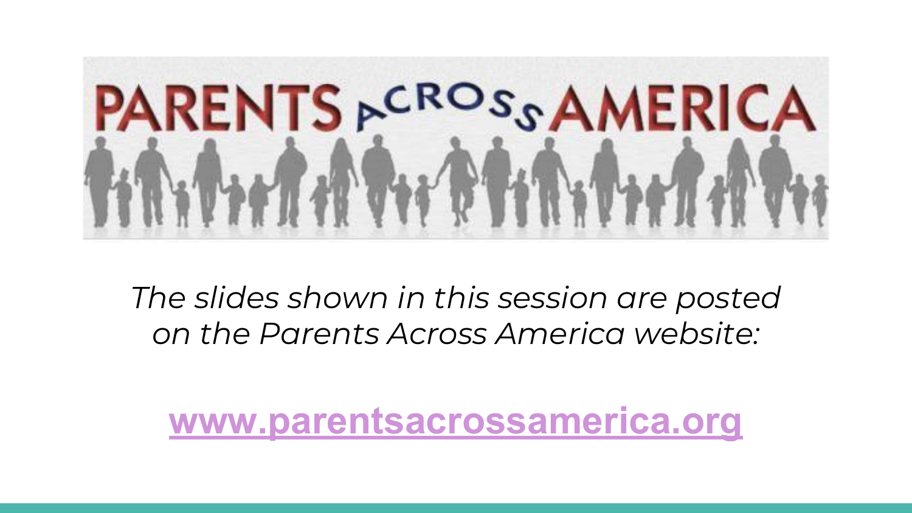PARENTS ACROSS AMERICA

*The slides shown in this session are posted on the Parents Across America website:*

**www.parentsacrossamerica.org**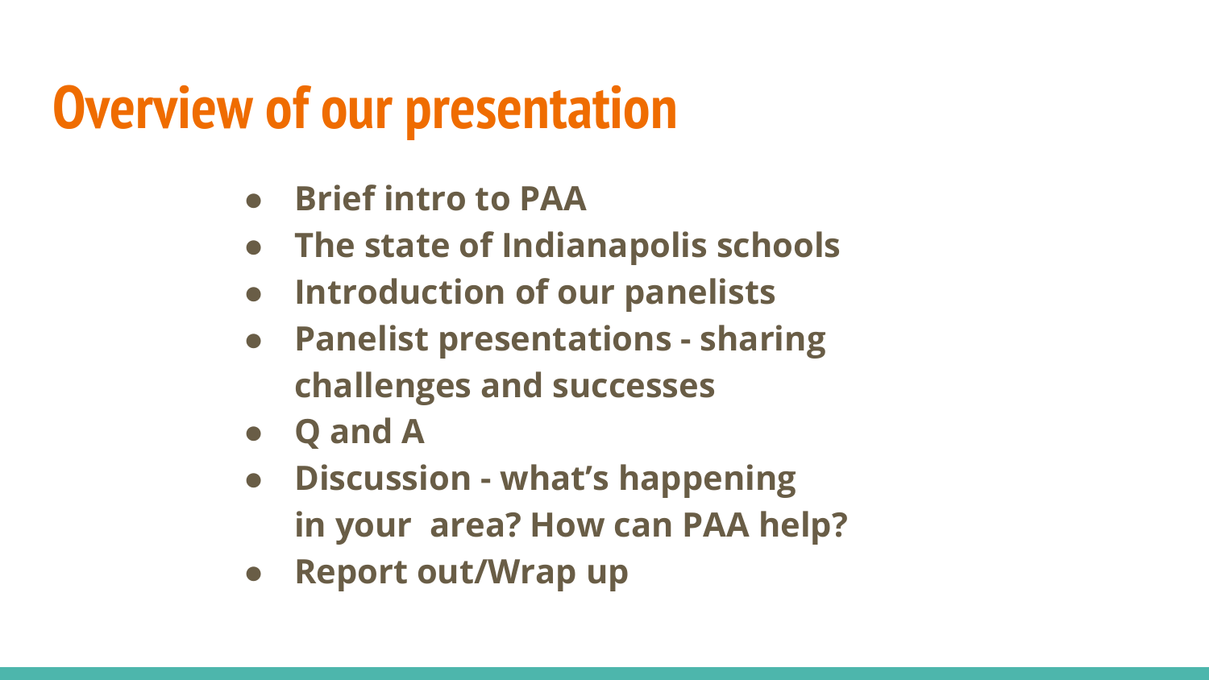# Overview of our presentation

- **Brief intro to PAA**
- **The state of Indianapolis schools**
- **Introduction of our panelists**
- **Panelist presentations - sharing challenges and successes**
- **Q and A**
- **Discussion - what's happening in your  area? How can PAA help?**
- **Report out/Wrap up**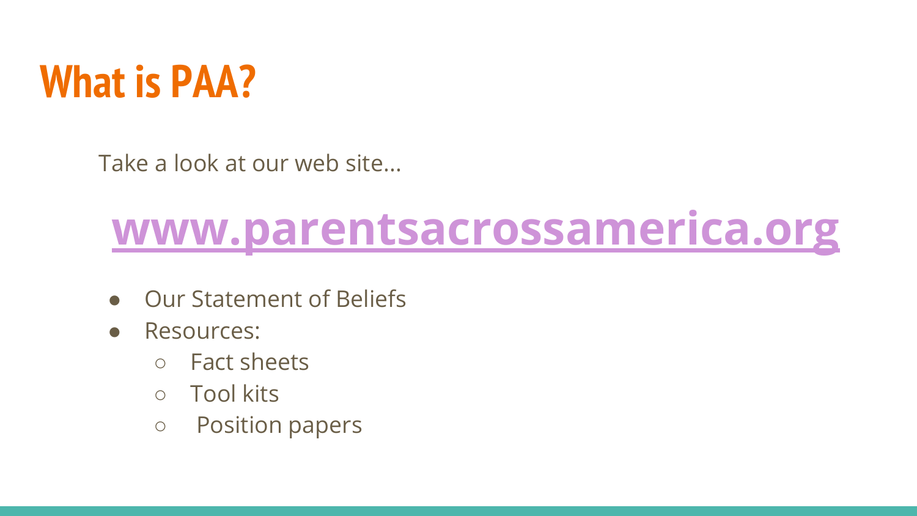# What is PAA?

Take a look at our web site...

## [www.parentsacrossamerica.org](http://www.parentsacrossamerica.org)

- Our Statement of Beliefs
- Resources:
  - Fact sheets
  - Tool kits
  - Position papers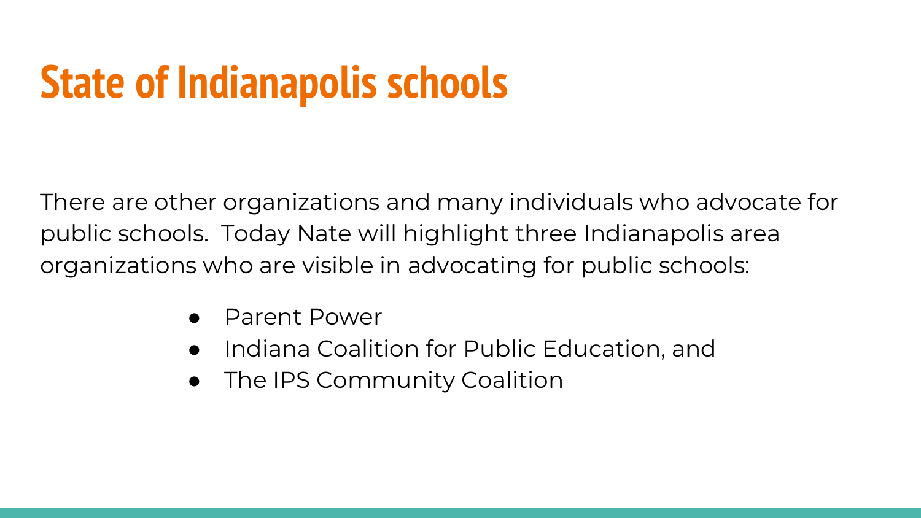# State of Indianapolis schools

There are other organizations and many individuals who advocate for public schools.  Today Nate will highlight three Indianapolis area organizations who are visible in advocating for public schools:

- Parent Power
- Indiana Coalition for Public Education, and
- The IPS Community Coalition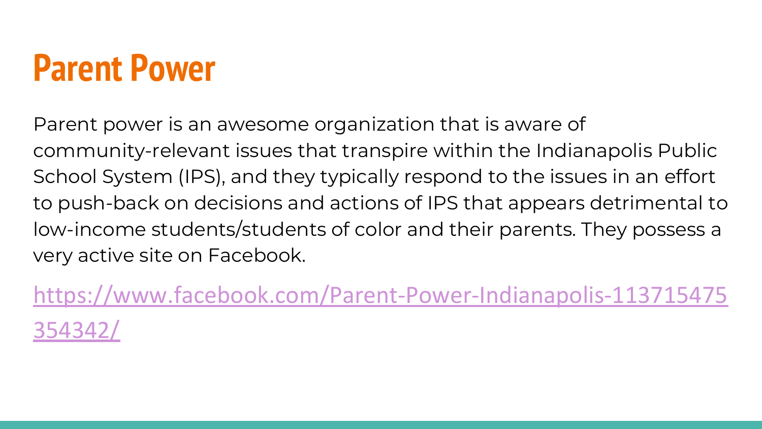# Parent Power

Parent power is an awesome organization that is aware of community-relevant issues that transpire within the Indianapolis Public School System (IPS), and they typically respond to the issues in an effort to push-back on decisions and actions of IPS that appears detrimental to low-income students/students of color and their parents. They possess a very active site on Facebook.

[https://www.facebook.com/Parent-Power-Indianapolis-113715475354342/](https://www.facebook.com/Parent-Power-Indianapolis-113715475354342/)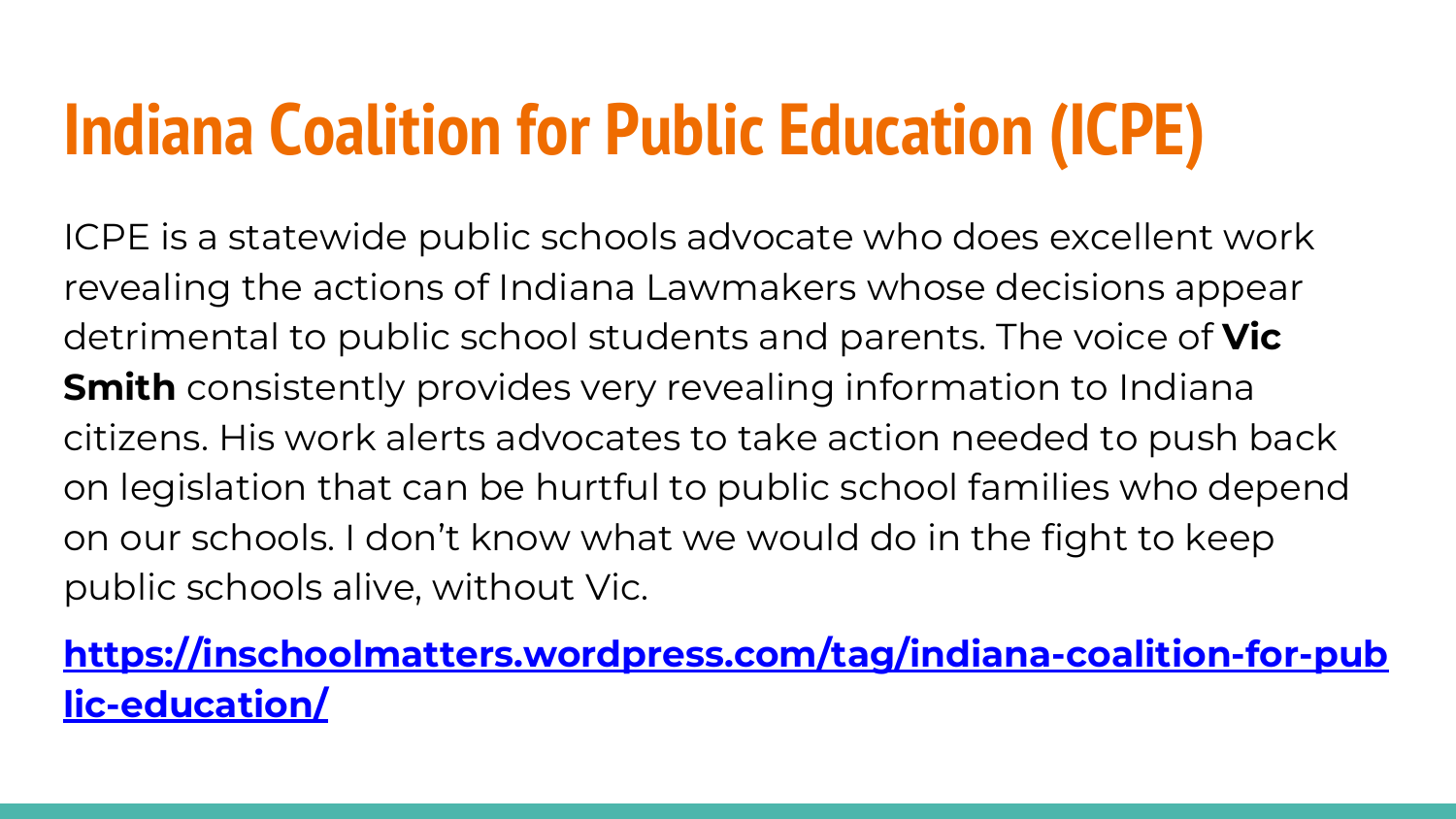# Indiana Coalition for Public Education (ICPE)

ICPE is a statewide public schools advocate who does excellent work revealing the actions of Indiana Lawmakers whose decisions appear detrimental to public school students and parents. The voice of **Vic Smith** consistently provides very revealing information to Indiana citizens. His work alerts advocates to take action needed to push back on legislation that can be hurtful to public school families who depend on our schools. I don't know what we would do in the fight to keep public schools alive, without Vic.

**https://inschoolmatters.wordpress.com/tag/indiana-coalition-for-public-education/**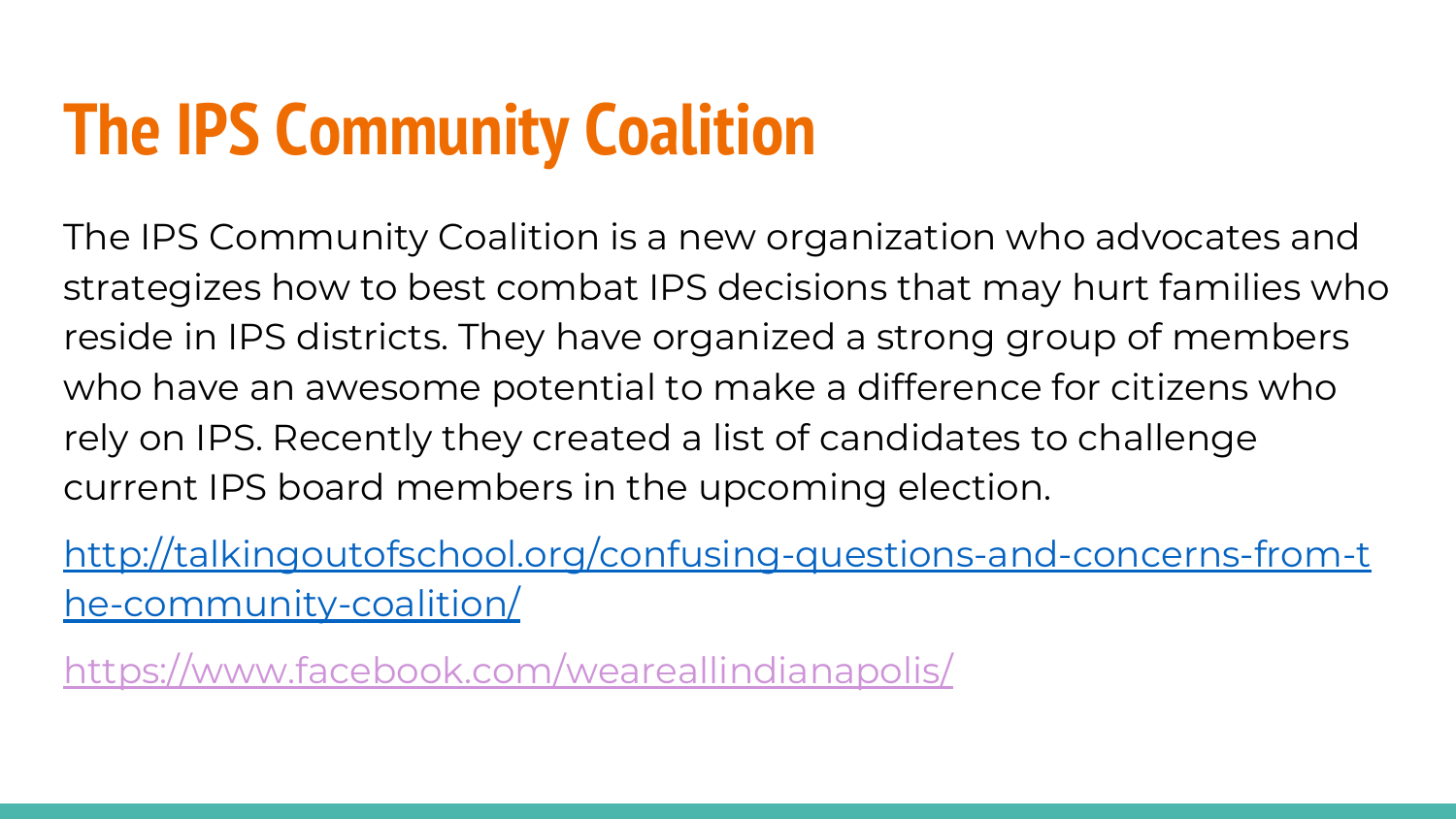# The IPS Community Coalition

The IPS Community Coalition is a new organization who advocates and strategizes how to best combat IPS decisions that may hurt families who reside in IPS districts. They have organized a strong group of members who have an awesome potential to make a difference for citizens who rely on IPS. Recently they created a list of candidates to challenge current IPS board members in the upcoming election.

http://talkingoutofschool.org/confusing-questions-and-concerns-from-the-community-coalition/

https://www.facebook.com/weareallindianapolis/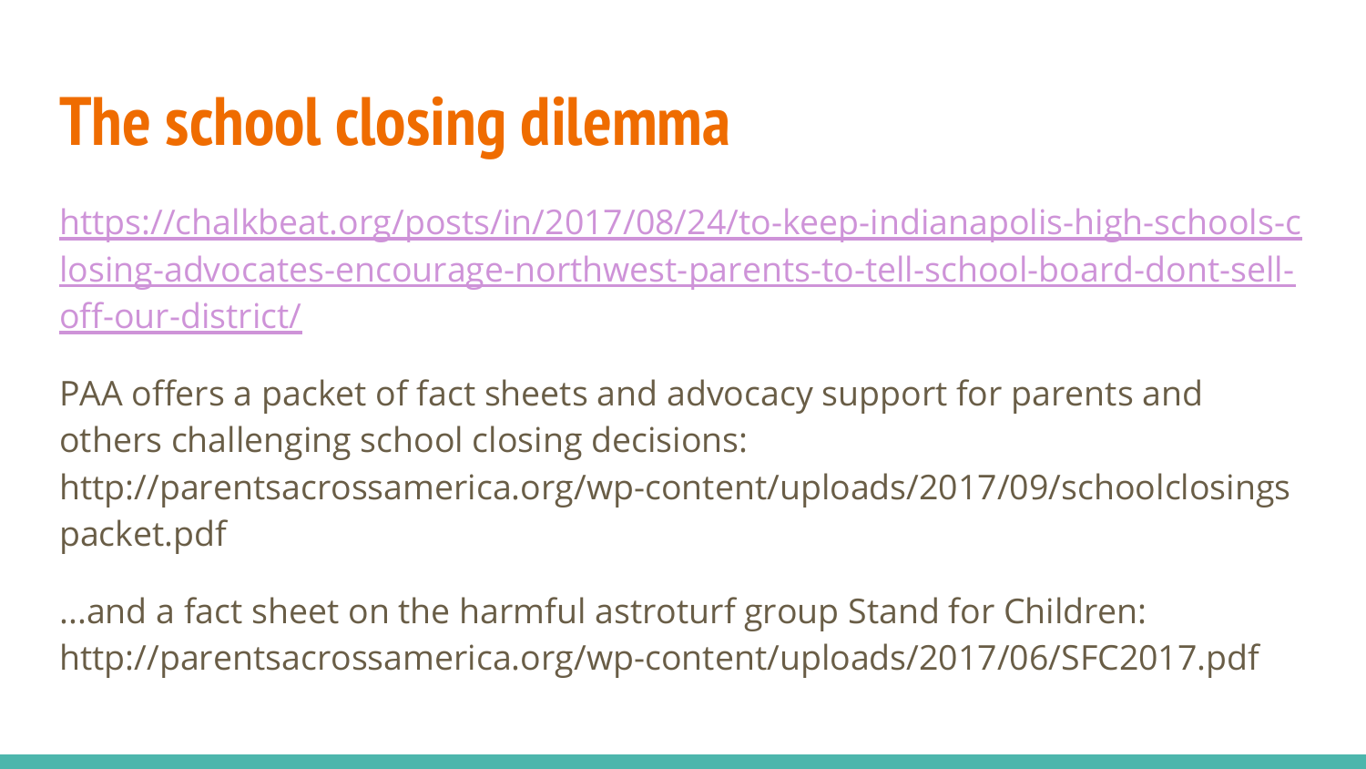# The school closing dilemma

[https://chalkbeat.org/posts/in/2017/08/24/to-keep-indianapolis-high-schools-closing-advocates-encourage-northwest-parents-to-tell-school-board-dont-sell-off-our-district/](https://chalkbeat.org/posts/in/2017/08/24/to-keep-indianapolis-high-schools-closing-advocates-encourage-northwest-parents-to-tell-school-board-dont-sell-off-our-district/)

PAA offers a packet of fact sheets and advocacy support for parents and others challenging school closing decisions: http://parentsacrossamerica.org/wp-content/uploads/2017/09/schoolclosingspacket.pdf

...and a fact sheet on the harmful astroturf group Stand for Children: http://parentsacrossamerica.org/wp-content/uploads/2017/06/SFC2017.pdf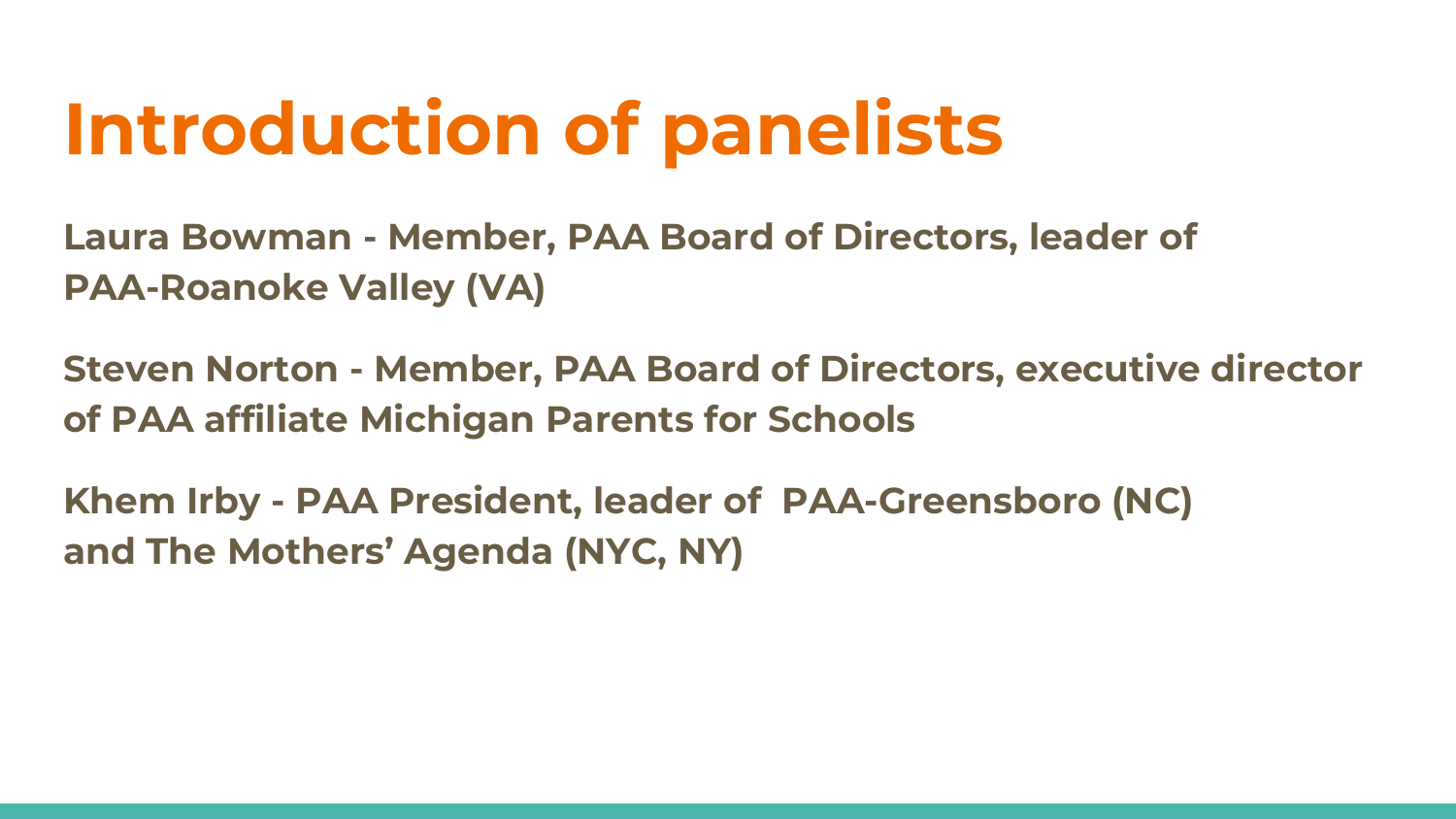# Introduction of panelists

**Laura Bowman - Member, PAA Board of Directors, leader of PAA-Roanoke Valley (VA)**

**Steven Norton - Member, PAA Board of Directors, executive director of PAA affiliate Michigan Parents for Schools**

**Khem Irby - PAA President, leader of PAA-Greensboro (NC) and The Mothers' Agenda (NYC, NY)**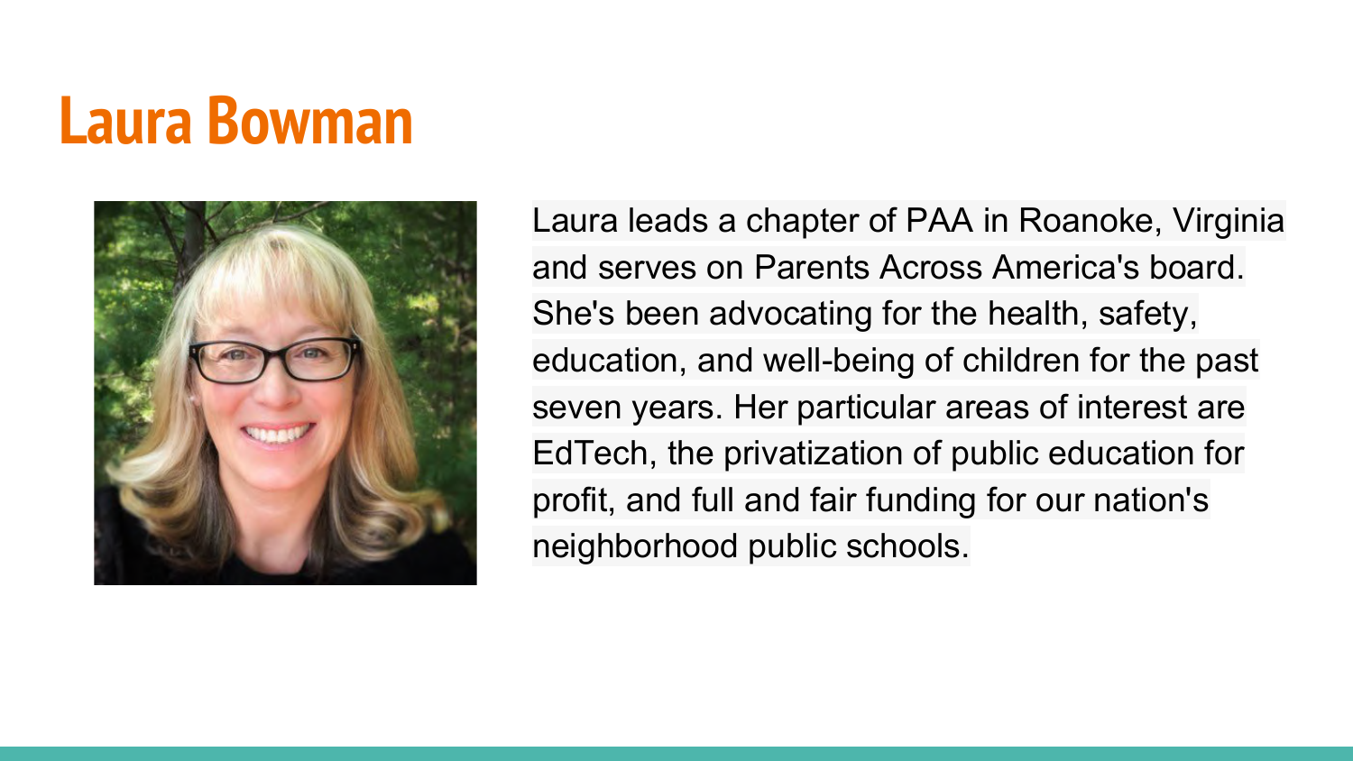# Laura Bowman

Laura leads a chapter of PAA in Roanoke, Virginia and serves on Parents Across America's board. She's been advocating for the health, safety, education, and well-being of children for the past seven years. Her particular areas of interest are EdTech, the privatization of public education for profit, and full and fair funding for our nation's neighborhood public schools.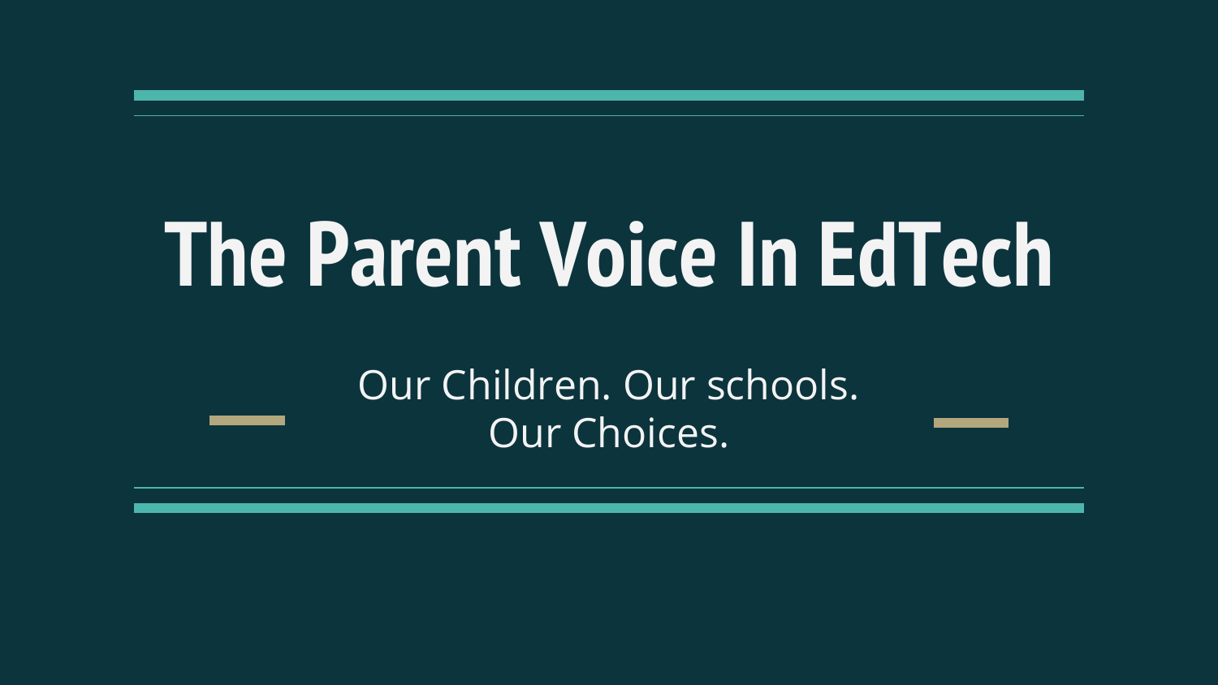# The Parent Voice In EdTech

Our Children. Our schools.
Our Choices.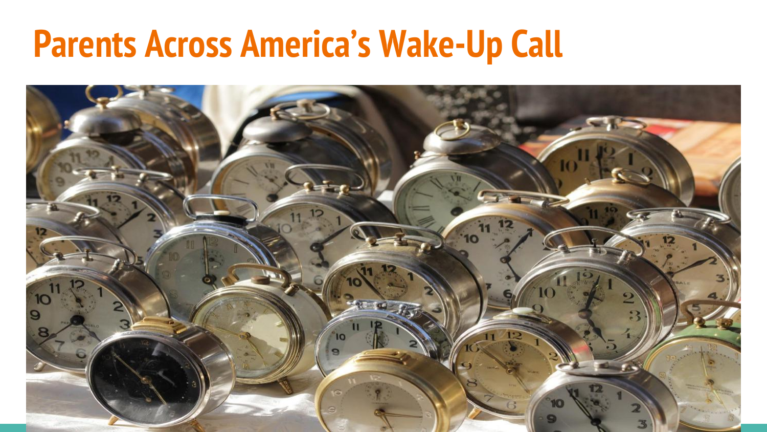# Parents Across America's Wake-Up Call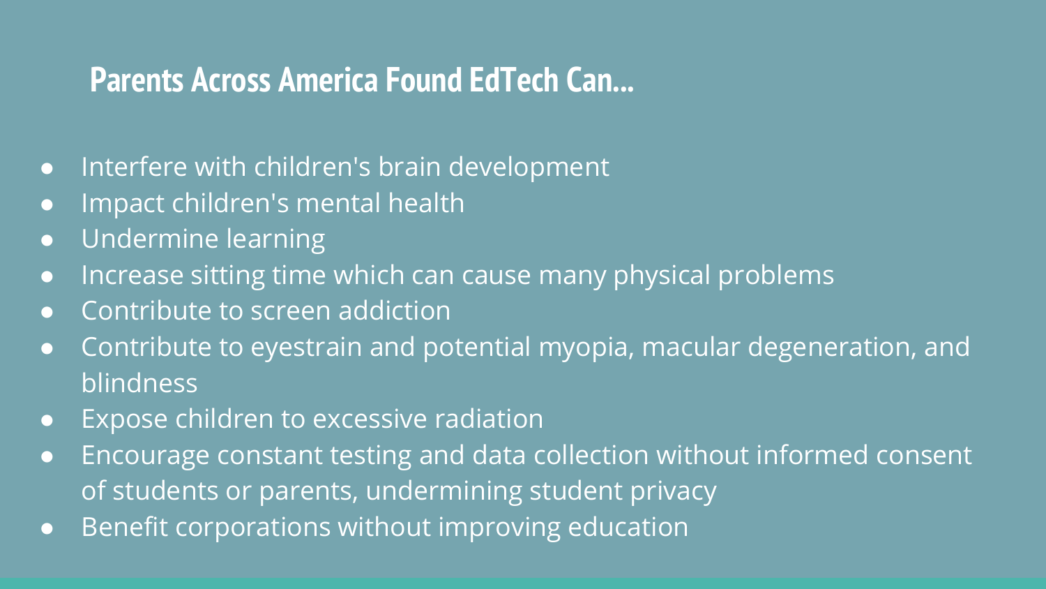## Parents Across America Found EdTech Can...

- Interfere with children's brain development
- Impact children's mental health
- Undermine learning
- Increase sitting time which can cause many physical problems
- Contribute to screen addiction
- Contribute to eyestrain and potential myopia, macular degeneration, and blindness
- Expose children to excessive radiation
- Encourage constant testing and data collection without informed consent of students or parents, undermining student privacy
- Benefit corporations without improving education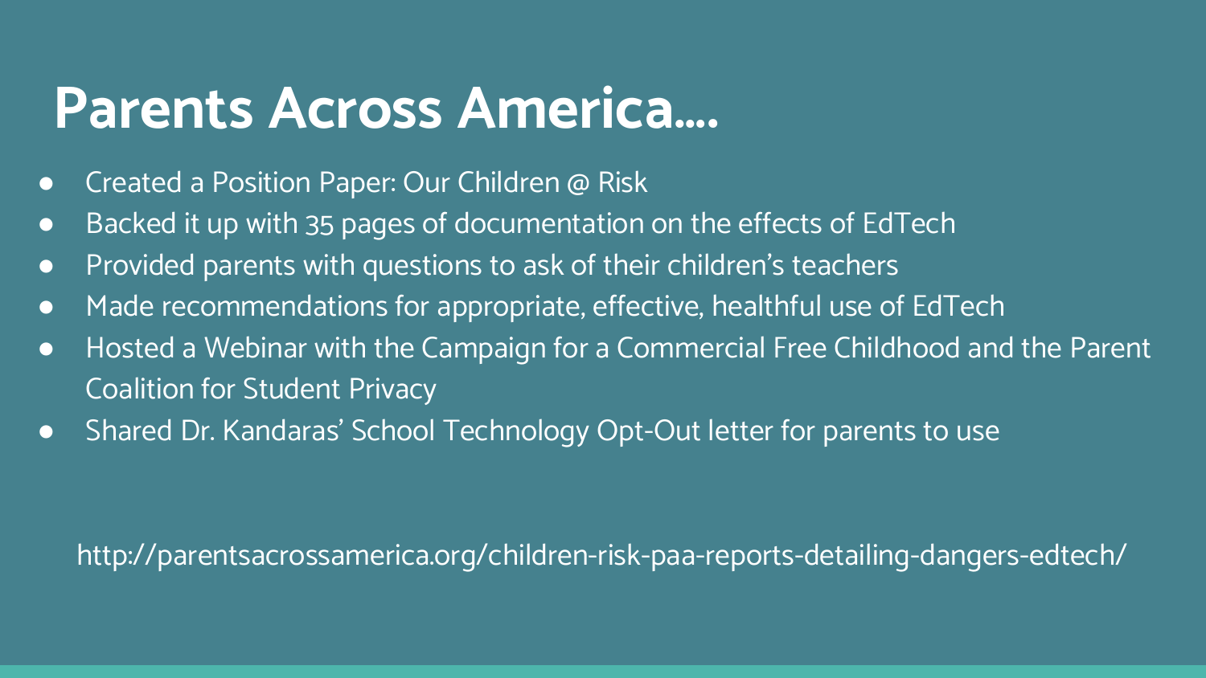# Parents Across America....

- Created a Position Paper: Our Children @ Risk
- Backed it up with 35 pages of documentation on the effects of EdTech
- Provided parents with questions to ask of their children's teachers
- Made recommendations for appropriate, effective, healthful use of EdTech
- Hosted a Webinar with the Campaign for a Commercial Free Childhood and the Parent Coalition for Student Privacy
- Shared Dr. Kandaras' School Technology Opt-Out letter for parents to use

http://parentsacrossamerica.org/children-risk-paa-reports-detailing-dangers-edtech/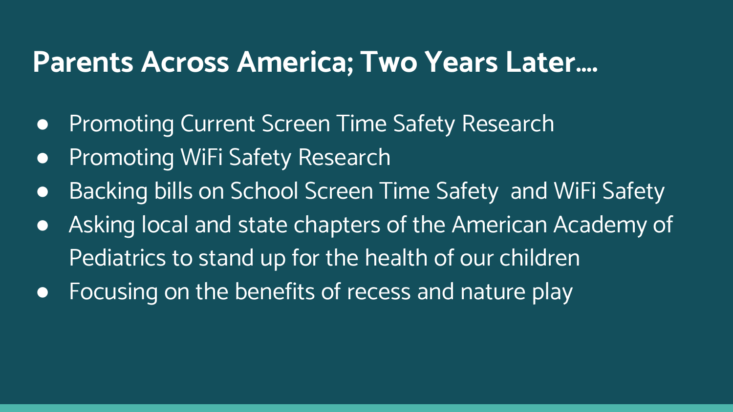# Parents Across America; Two Years Later....

- Promoting Current Screen Time Safety Research
- Promoting WiFi Safety Research
- Backing bills on School Screen Time Safety and WiFi Safety
- Asking local and state chapters of the American Academy of Pediatrics to stand up for the health of our children
- Focusing on the benefits of recess and nature play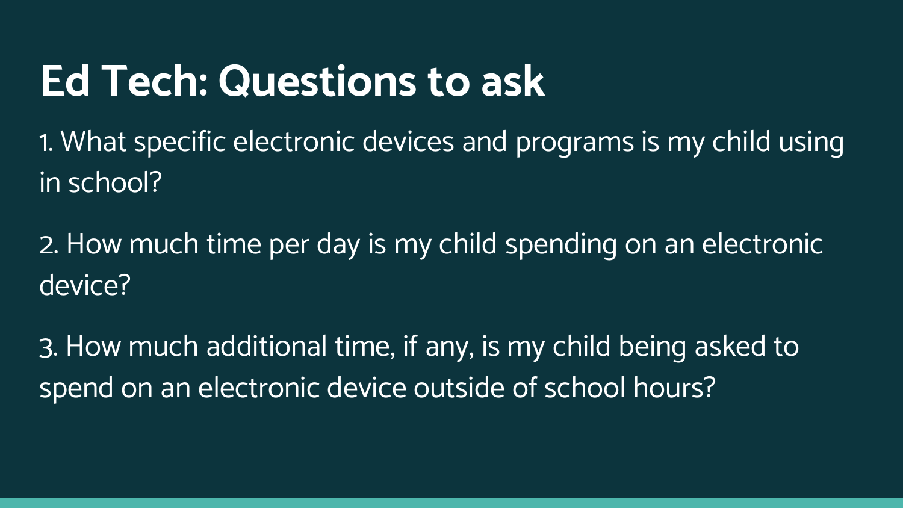# Ed Tech: Questions to ask

1. What specific electronic devices and programs is my child using in school?

2. How much time per day is my child spending on an electronic device?

3. How much additional time, if any, is my child being asked to spend on an electronic device outside of school hours?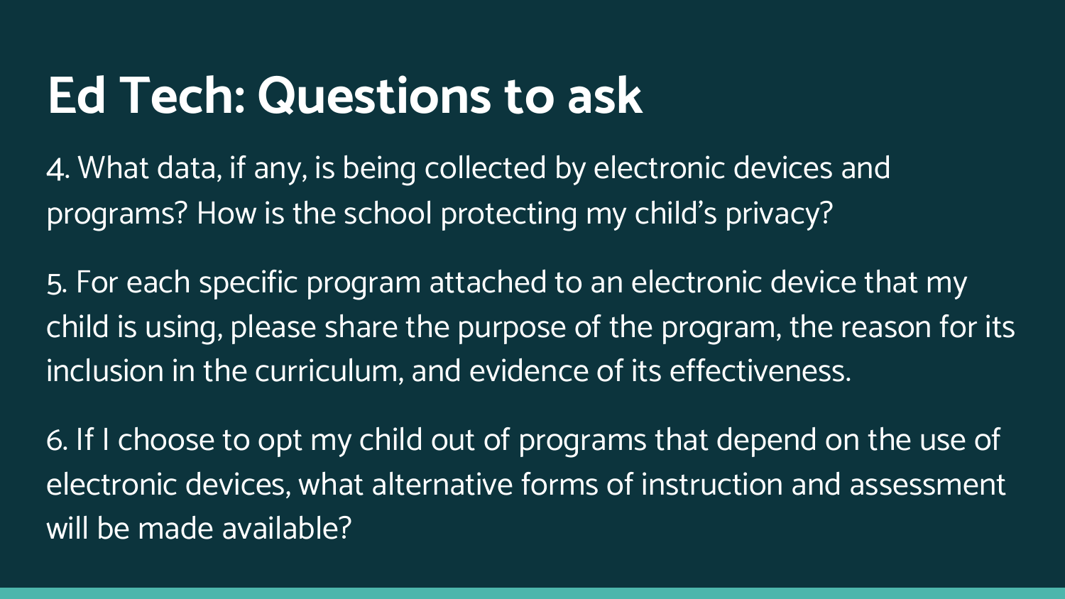# Ed Tech: Questions to ask

4. What data, if any, is being collected by electronic devices and programs? How is the school protecting my child's privacy?

5. For each specific program attached to an electronic device that my child is using, please share the purpose of the program, the reason for its inclusion in the curriculum, and evidence of its effectiveness.

6. If I choose to opt my child out of programs that depend on the use of electronic devices, what alternative forms of instruction and assessment will be made available?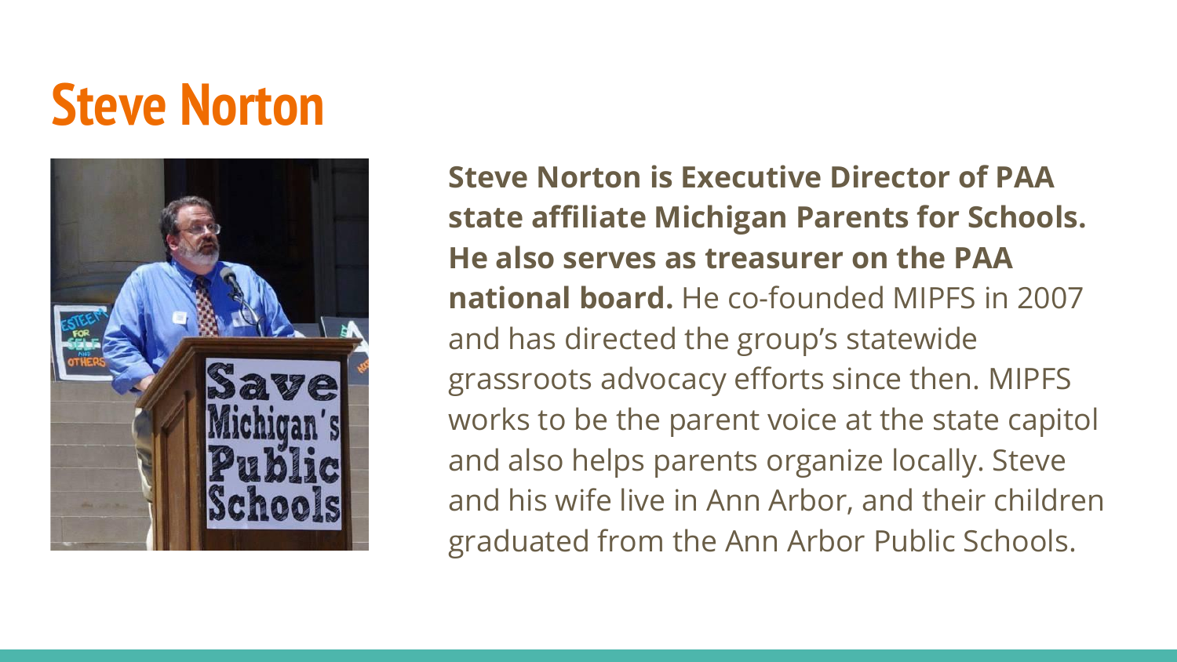# Steve Norton

**Steve Norton is Executive Director of PAA state affiliate Michigan Parents for Schools. He also serves as treasurer on the PAA national board.** He co-founded MIPFS in 2007 and has directed the group's statewide grassroots advocacy efforts since then. MIPFS works to be the parent voice at the state capitol and also helps parents organize locally. Steve and his wife live in Ann Arbor, and their children graduated from the Ann Arbor Public Schools.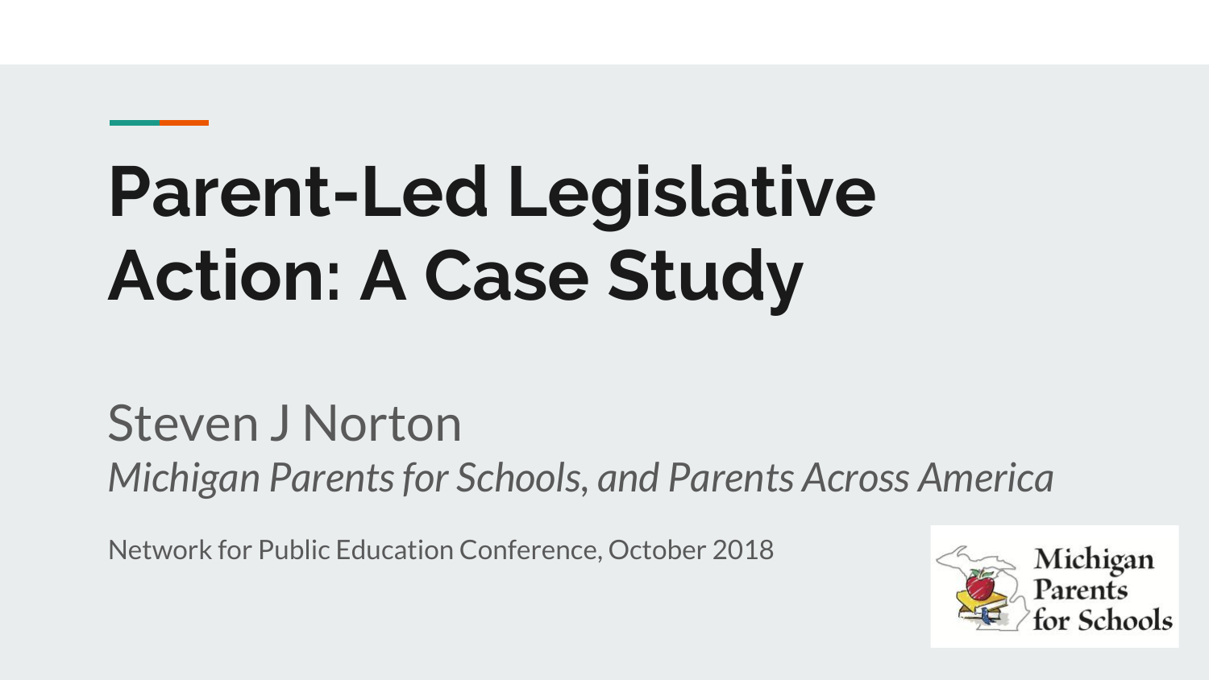# Parent-Led Legislative Action: A Case Study

Steven J Norton

*Michigan Parents for Schools, and Parents Across America*

Network for Public Education Conference, October 2018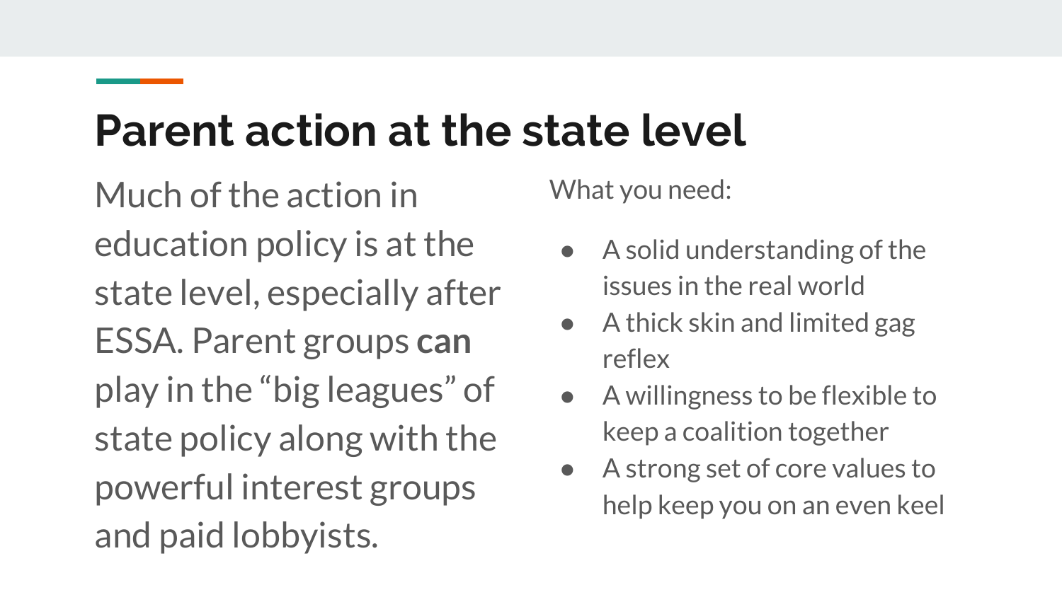# Parent action at the state level

Much of the action in education policy is at the state level, especially after ESSA. Parent groups **can** play in the "big leagues" of state policy along with the powerful interest groups and paid lobbyists.

What you need:

- A solid understanding of the issues in the real world
- A thick skin and limited gag reflex
- A willingness to be flexible to keep a coalition together
- A strong set of core values to help keep you on an even keel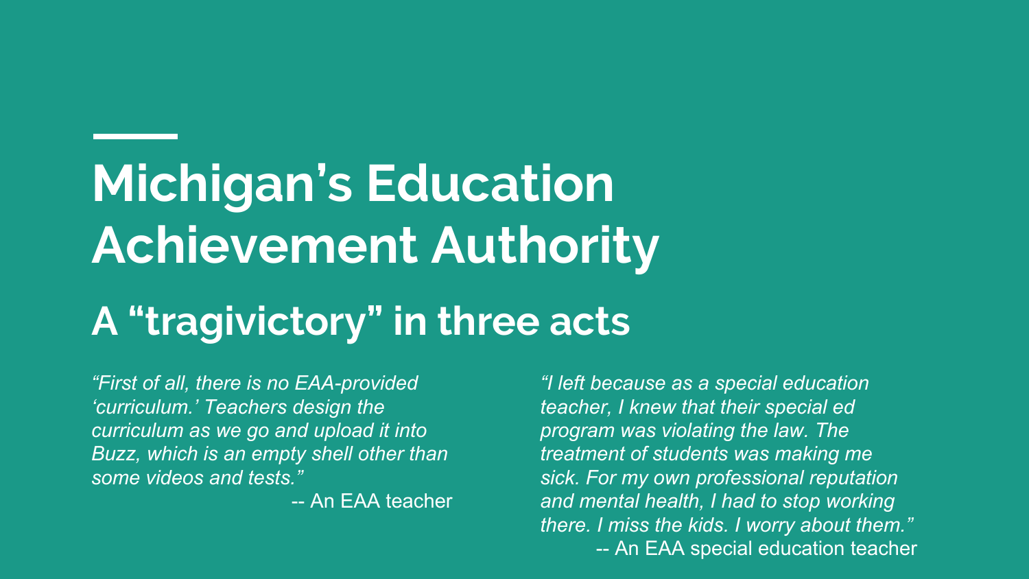# Michigan's Education Achievement Authority

## A "tragivictory" in three acts

*"First of all, there is no EAA-provided 'curriculum.' Teachers design the curriculum as we go and upload it into Buzz, which is an empty shell other than some videos and tests."*

-- An EAA teacher

*"I left because as a special education teacher, I knew that their special ed program was violating the law. The treatment of students was making me sick. For my own professional reputation and mental health, I had to stop working there. I miss the kids. I worry about them."*

-- An EAA special education teacher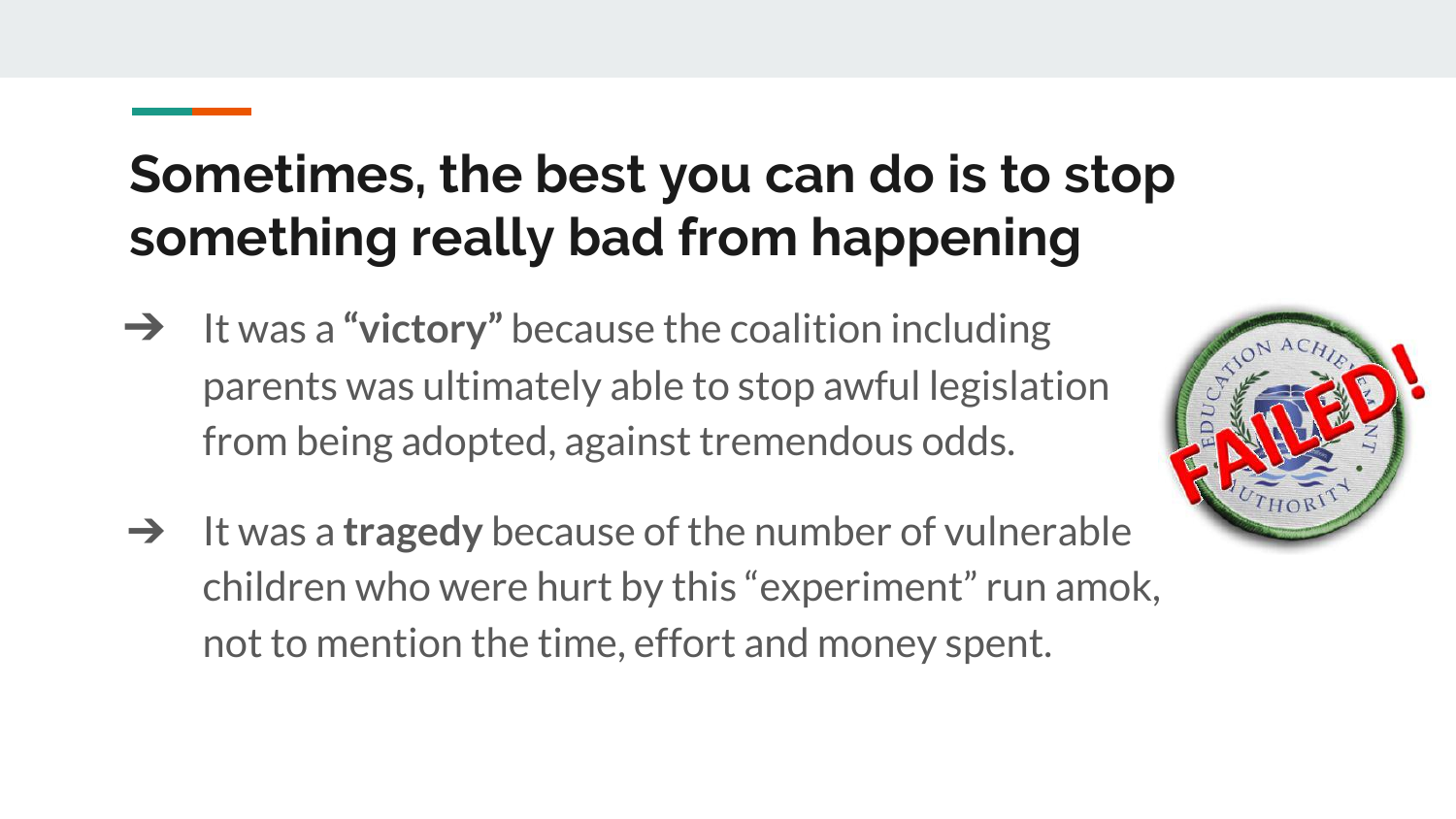## Sometimes, the best you can do is to stop something really bad from happening

- It was a **"victory"** because the coalition including parents was ultimately able to stop awful legislation from being adopted, against tremendous odds.
- It was a **tragedy** because of the number of vulnerable children who were hurt by this "experiment" run amok, not to mention the time, effort and money spent.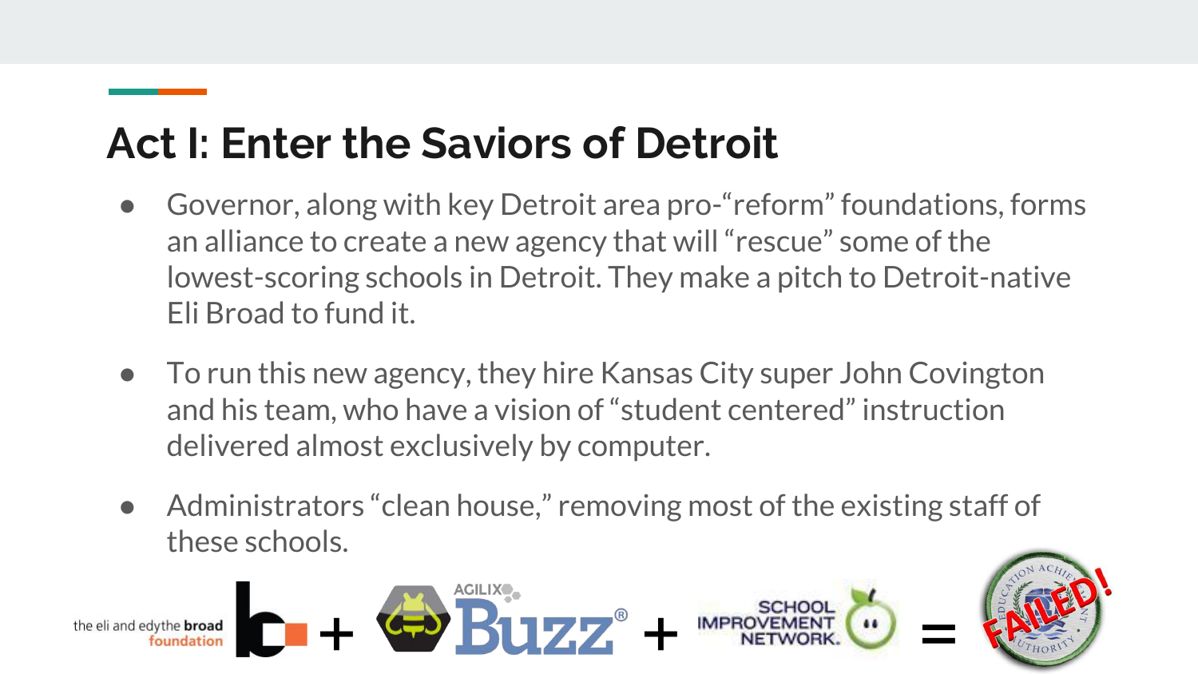## Act I: Enter the Saviors of Detroit

- Governor, along with key Detroit area pro-“reform” foundations, forms an alliance to create a new agency that will “rescue” some of the lowest-scoring schools in Detroit. They make a pitch to Detroit-native Eli Broad to fund it.
- To run this new agency, they hire Kansas City super John Covington and his team, who have a vision of “student centered” instruction delivered almost exclusively by computer.
- Administrators “clean house,” removing most of the existing staff of these schools.

the eli and edythe broad foundation + AGILIX Buzz® + SCHOOL IMPROVEMENT NETWORK. = FAILED!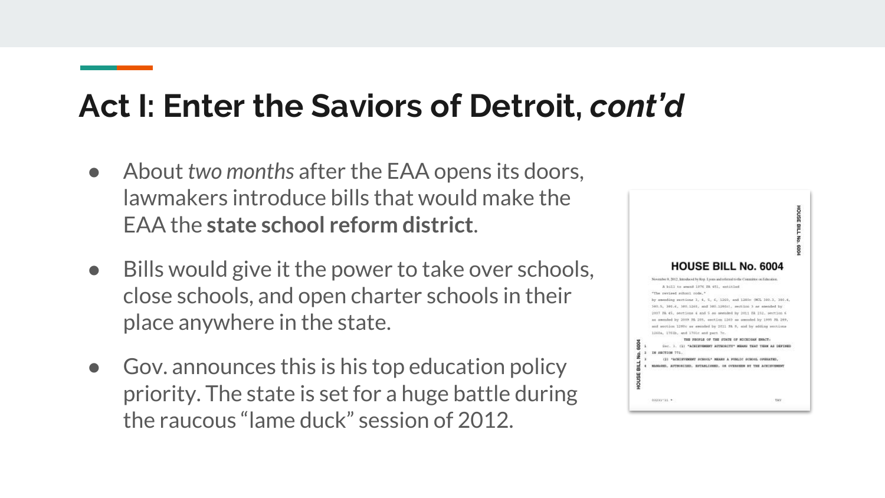# Act I: Enter the Saviors of Detroit, *cont'd*

- About *two months* after the EAA opens its doors, lawmakers introduce bills that would make the EAA the **state school reform district**.
- Bills would give it the power to take over schools, close schools, and open charter schools in their place anywhere in the state.
- Gov. announces this is his top education policy priority. The state is set for a huge battle during the raucous "lame duck" session of 2012.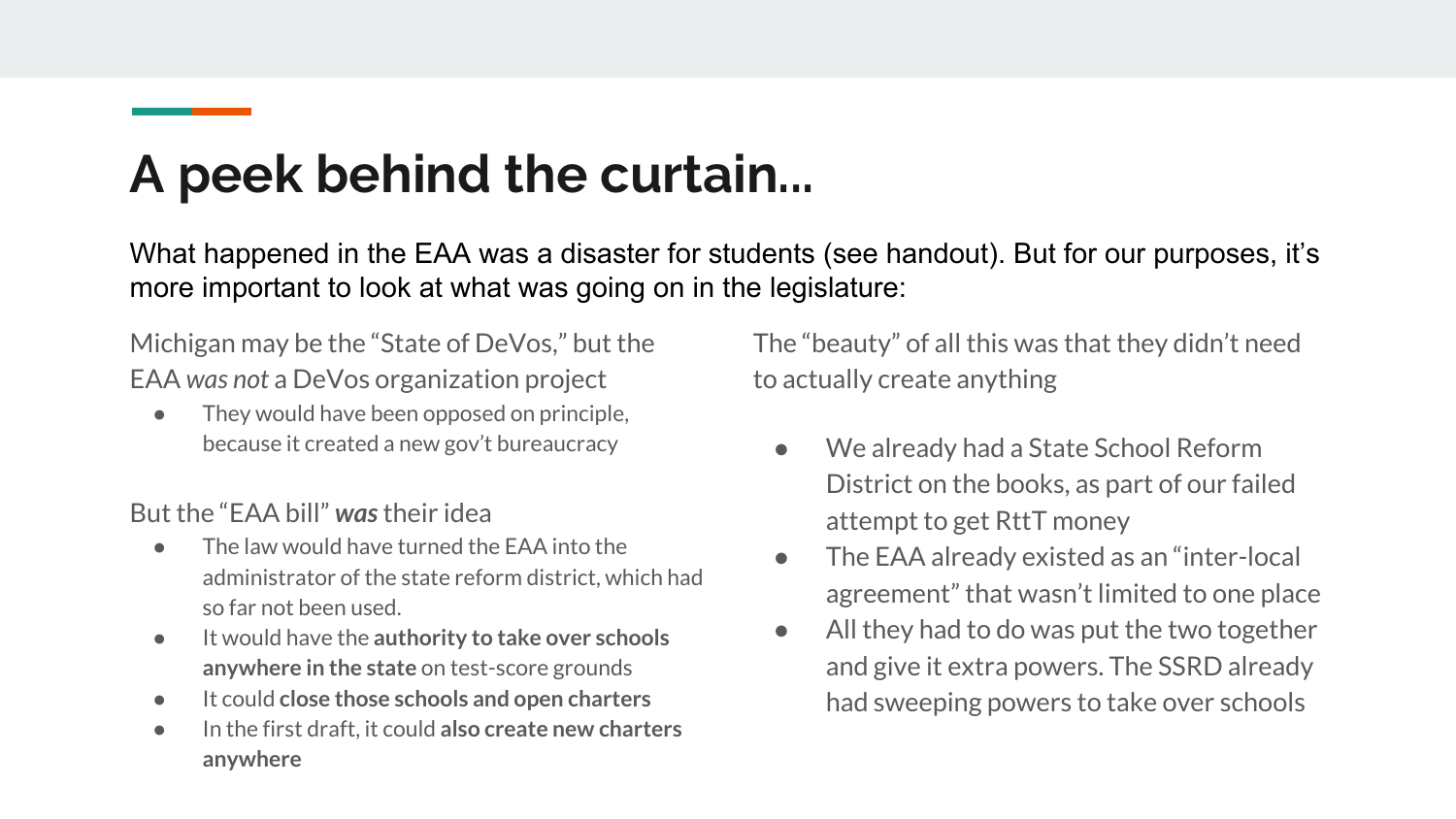# A peek behind the curtain...

What happened in the EAA was a disaster for students (see handout). But for our purposes, it's more important to look at what was going on in the legislature:

Michigan may be the "State of DeVos," but the EAA *was not* a DeVos organization project

- They would have been opposed on principle, because it created a new gov't bureaucracy

But the "EAA bill" ***was*** their idea

- The law would have turned the EAA into the administrator of the state reform district, which had so far not been used.
- It would have the **authority to take over schools anywhere in the state** on test-score grounds
- It could **close those schools and open charters**
- In the first draft, it could **also create new charters anywhere**

The "beauty" of all this was that they didn't need to actually create anything

- We already had a State School Reform District on the books, as part of our failed attempt to get RttT money
- The EAA already existed as an "inter-local agreement" that wasn't limited to one place
- All they had to do was put the two together and give it extra powers. The SSRD already had sweeping powers to take over schools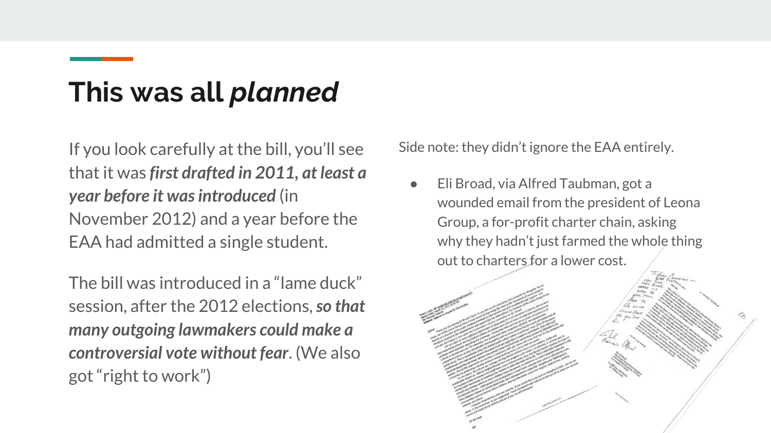# This was all *planned*

If you look carefully at the bill, you'll see that it was ***first drafted in 2011, at least a year before it was introduced*** (in November 2012) and a year before the EAA had admitted a single student.

The bill was introduced in a "lame duck" session, after the 2012 elections, ***so that many outgoing lawmakers could make a controversial vote without fear***. (We also got "right to work")

Side note: they didn't ignore the EAA entirely.

- Eli Broad, via Alfred Taubman, got a wounded email from the president of Leona Group, a for-profit charter chain, asking why they hadn't just farmed the whole thing out to charters for a lower cost.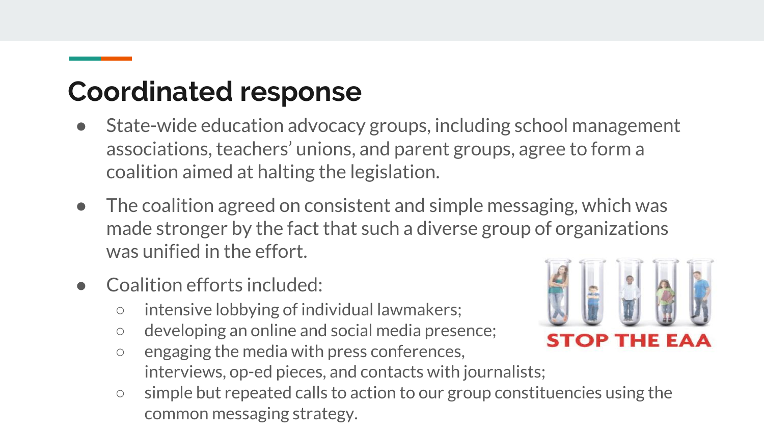## Coordinated response

- State-wide education advocacy groups, including school management associations, teachers' unions, and parent groups, agree to form a coalition aimed at halting the legislation.
- The coalition agreed on consistent and simple messaging, which was made stronger by the fact that such a diverse group of organizations was unified in the effort.
- Coalition efforts included:
  - intensive lobbying of individual lawmakers;
  - developing an online and social media presence;
  - engaging the media with press conferences, interviews, op-ed pieces, and contacts with journalists;
  - simple but repeated calls to action to our group constituencies using the common messaging strategy.

STOP THE EAA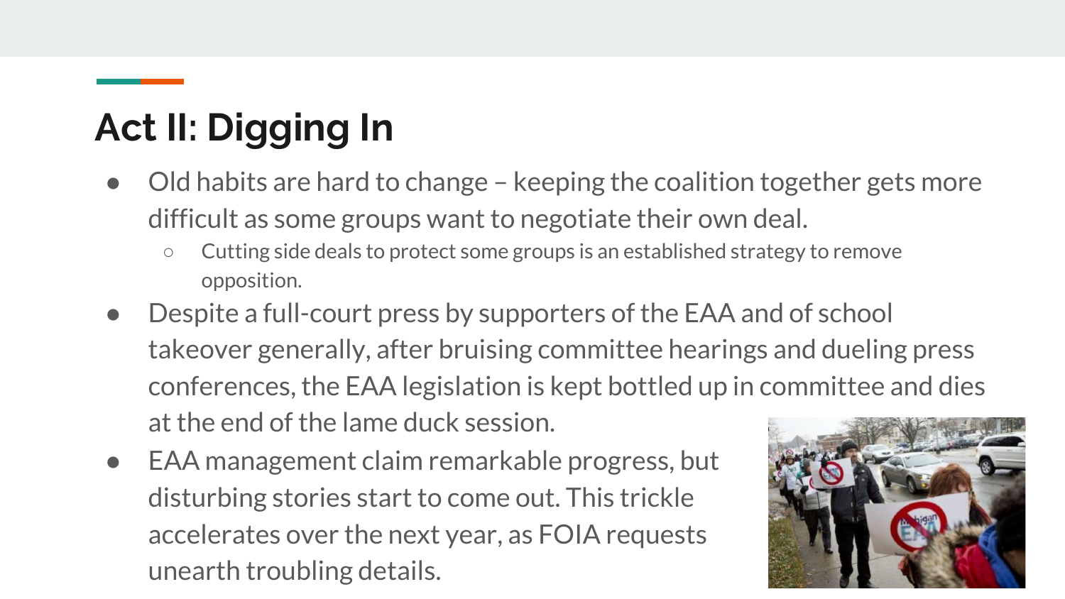# Act II: Digging In

- Old habits are hard to change – keeping the coalition together gets more difficult as some groups want to negotiate their own deal.
  - Cutting side deals to protect some groups is an established strategy to remove opposition.
- Despite a full-court press by supporters of the EAA and of school takeover generally, after bruising committee hearings and dueling press conferences, the EAA legislation is kept bottled up in committee and dies at the end of the lame duck session.
- EAA management claim remarkable progress, but disturbing stories start to come out. This trickle accelerates over the next year, as FOIA requests unearth troubling details.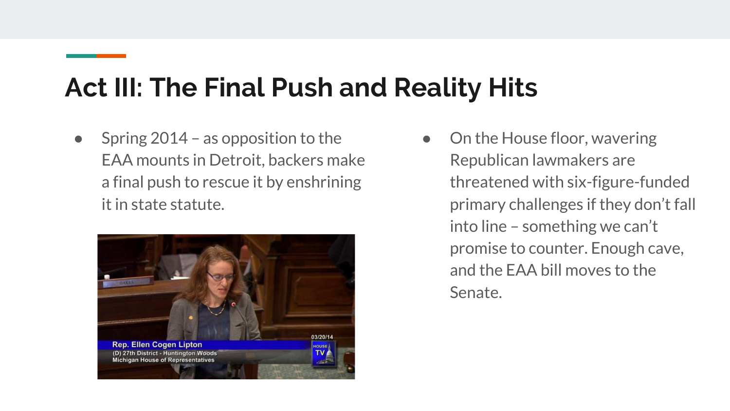# Act III: The Final Push and Reality Hits

- Spring 2014 – as opposition to the EAA mounts in Detroit, backers make a final push to rescue it by enshrining it in state statute.

- On the House floor, wavering Republican lawmakers are threatened with six-figure-funded primary challenges if they don't fall into line – something we can't promise to counter. Enough cave, and the EAA bill moves to the Senate.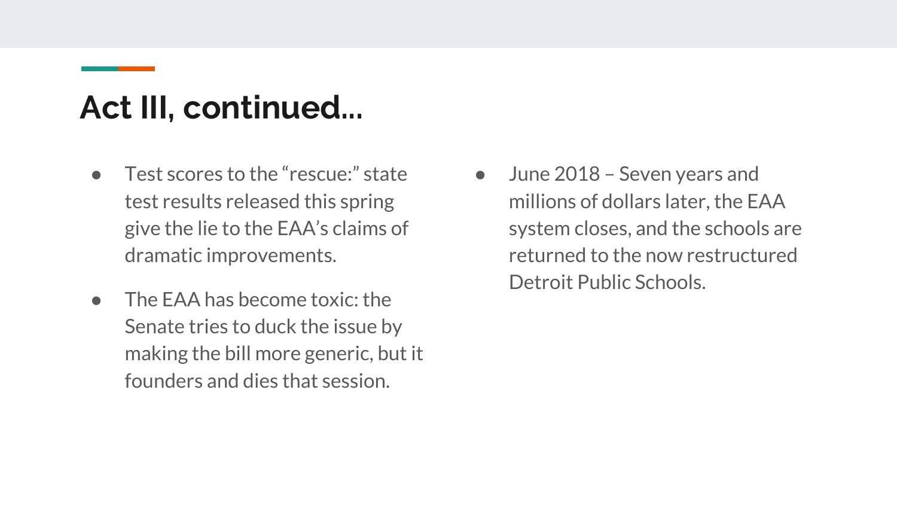# Act III, continued...

- Test scores to the "rescue:" state test results released this spring give the lie to the EAA's claims of dramatic improvements.
- The EAA has become toxic: the Senate tries to duck the issue by making the bill more generic, but it founders and dies that session.
- June 2018 – Seven years and millions of dollars later, the EAA system closes, and the schools are returned to the now restructured Detroit Public Schools.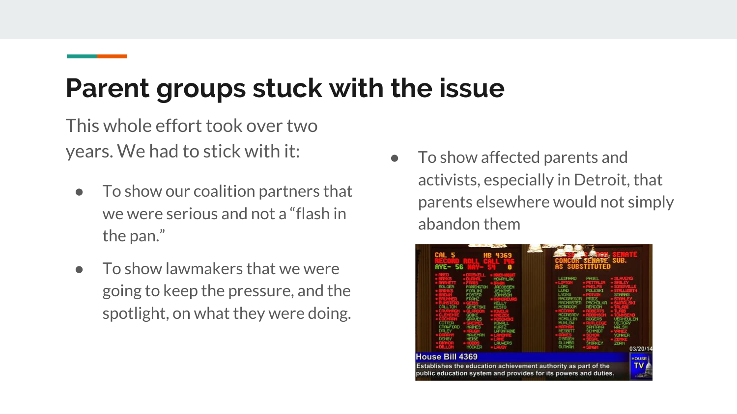# Parent groups stuck with the issue

This whole effort took over two years. We had to stick with it:

- To show our coalition partners that we were serious and not a "flash in the pan."
- To show lawmakers that we were going to keep the pressure, and the spotlight, on what they were doing.
- To show affected parents and activists, especially in Detroit, that parents elsewhere would not simply abandon them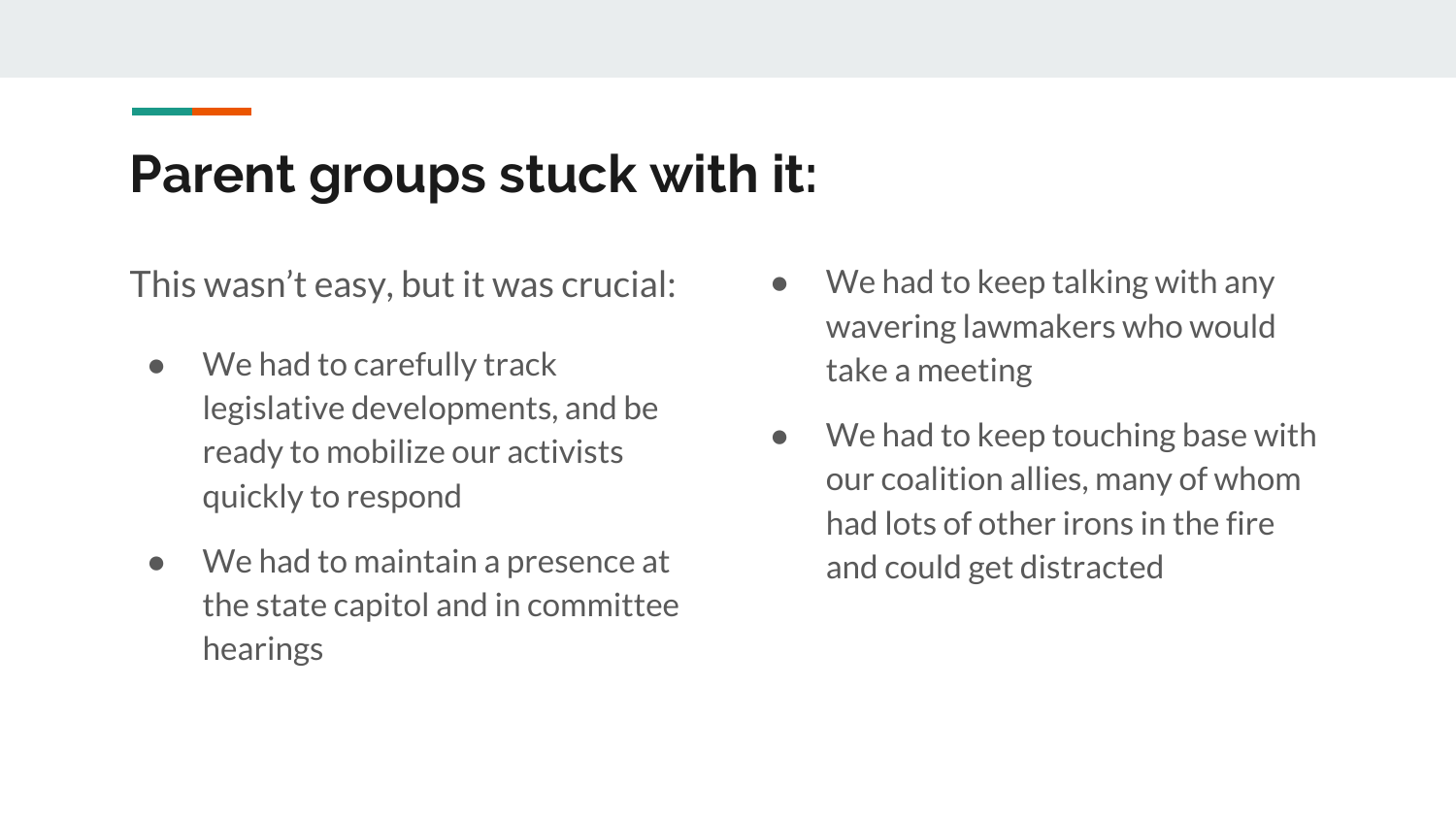# Parent groups stuck with it:

This wasn't easy, but it was crucial:

- We had to carefully track legislative developments, and be ready to mobilize our activists quickly to respond
- We had to maintain a presence at the state capitol and in committee hearings
- We had to keep talking with any wavering lawmakers who would take a meeting
- We had to keep touching base with our coalition allies, many of whom had lots of other irons in the fire and could get distracted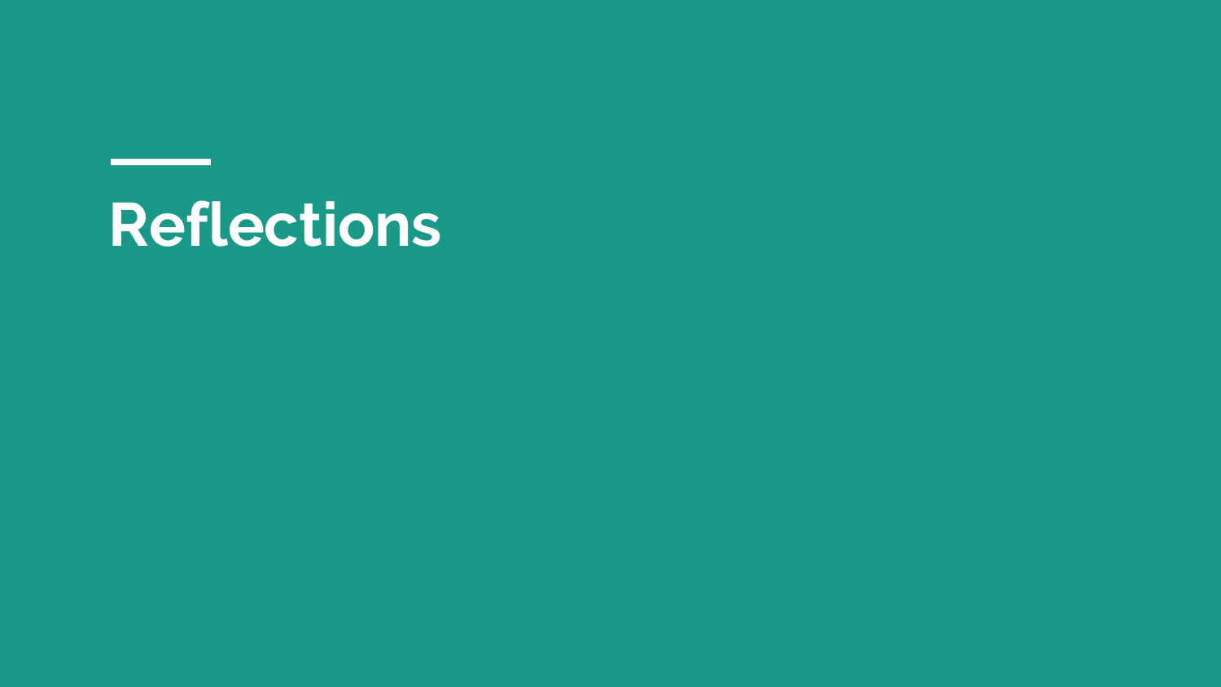# Reflections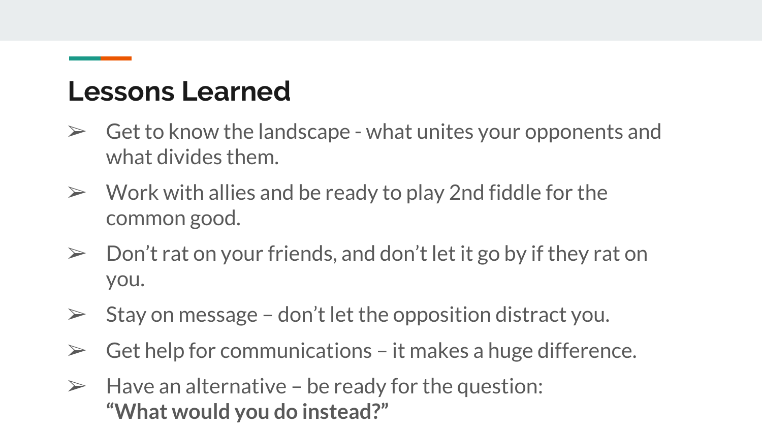## Lessons Learned

- Get to know the landscape - what unites your opponents and what divides them.
- Work with allies and be ready to play 2nd fiddle for the common good.
- Don’t rat on your friends, and don’t let it go by if they rat on you.
- Stay on message – don’t let the opposition distract you.
- Get help for communications – it makes a huge difference.
- Have an alternative – be ready for the question:
  **“What would you do instead?”**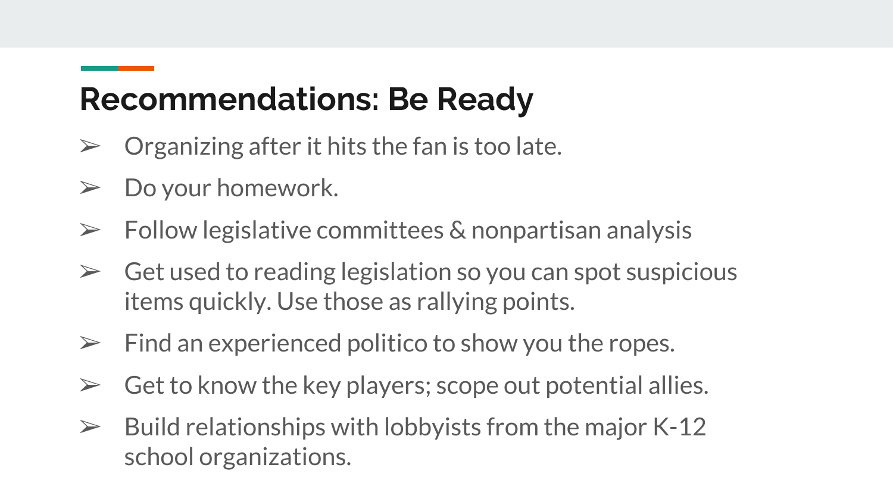## Recommendations: Be Ready

- Organizing after it hits the fan is too late.
- Do your homework.
- Follow legislative committees & nonpartisan analysis
- Get used to reading legislation so you can spot suspicious items quickly. Use those as rallying points.
- Find an experienced politico to show you the ropes.
- Get to know the key players; scope out potential allies.
- Build relationships with lobbyists from the major K-12 school organizations.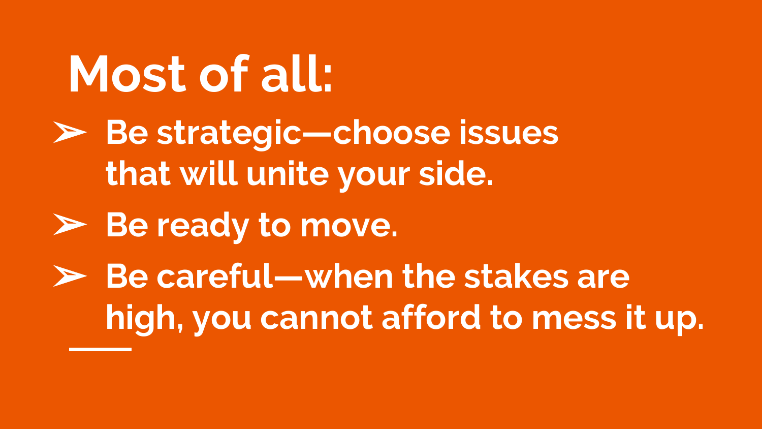# Most of all:

- **Be strategic—choose issues that will unite your side.**
- **Be ready to move.**
- **Be careful—when the stakes are high, you cannot afford to mess it up.**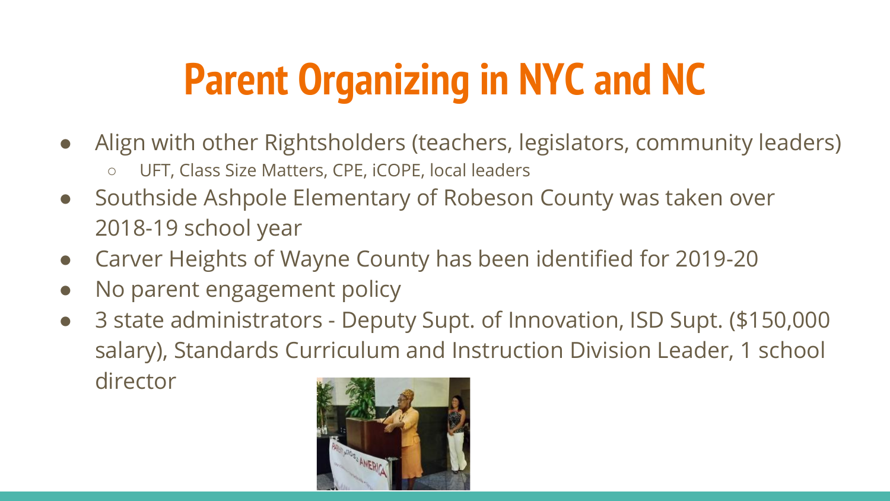# Parent Organizing in NYC and NC

- Align with other Rightsholders (teachers, legislators, community leaders)
  - UFT, Class Size Matters, CPE, iCOPE, local leaders
- Southside Ashpole Elementary of Robeson County was taken over 2018-19 school year
- Carver Heights of Wayne County has been identified for 2019-20
- No parent engagement policy
- 3 state administrators - Deputy Supt. of Innovation, ISD Supt. ($150,000 salary), Standards Curriculum and Instruction Division Leader, 1 school director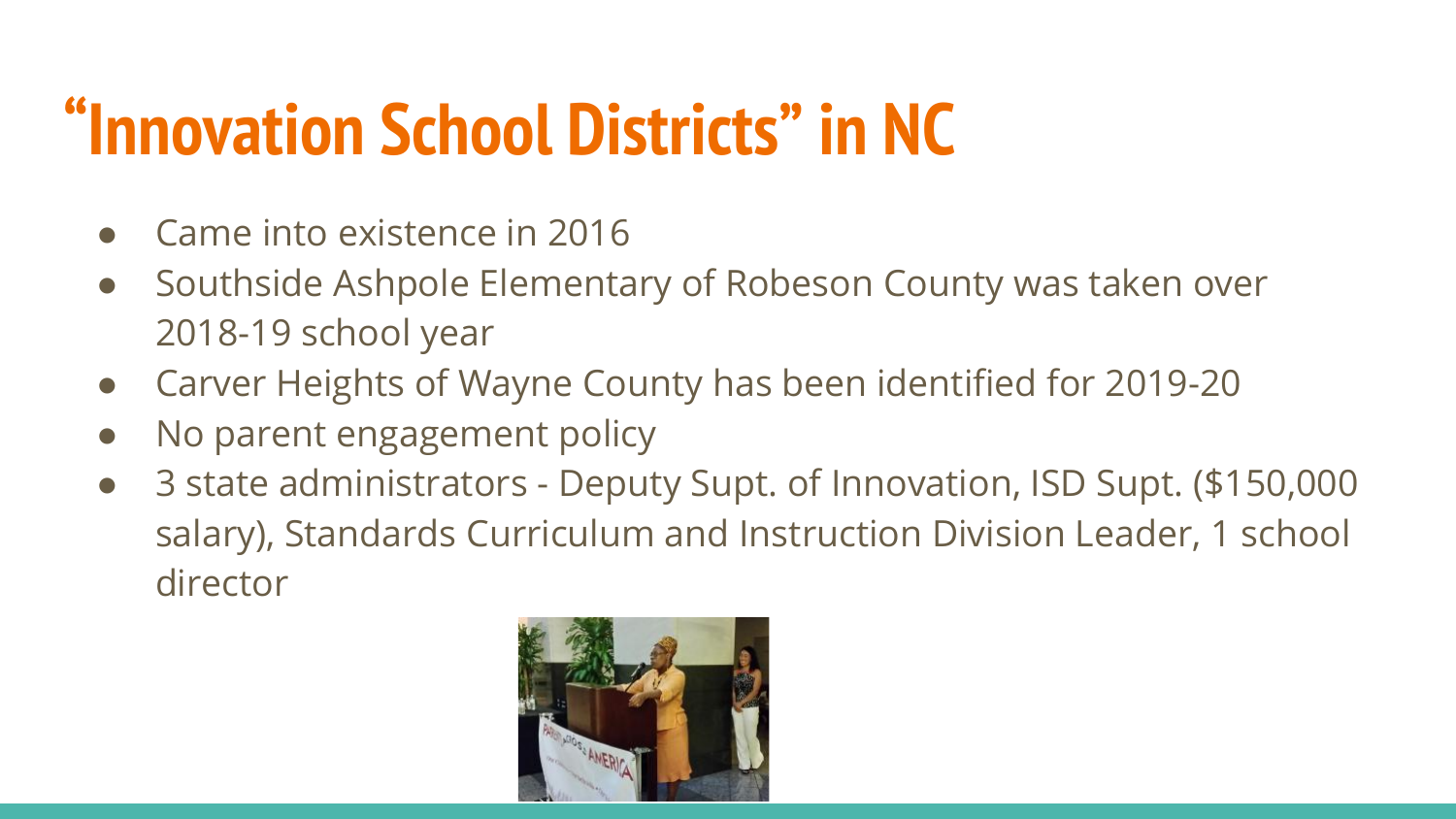# “Innovation School Districts” in NC

- Came into existence in 2016
- Southside Ashpole Elementary of Robeson County was taken over 2018-19 school year
- Carver Heights of Wayne County has been identified for 2019-20
- No parent engagement policy
- 3 state administrators - Deputy Supt. of Innovation, ISD Supt. ($150,000 salary), Standards Curriculum and Instruction Division Leader, 1 school director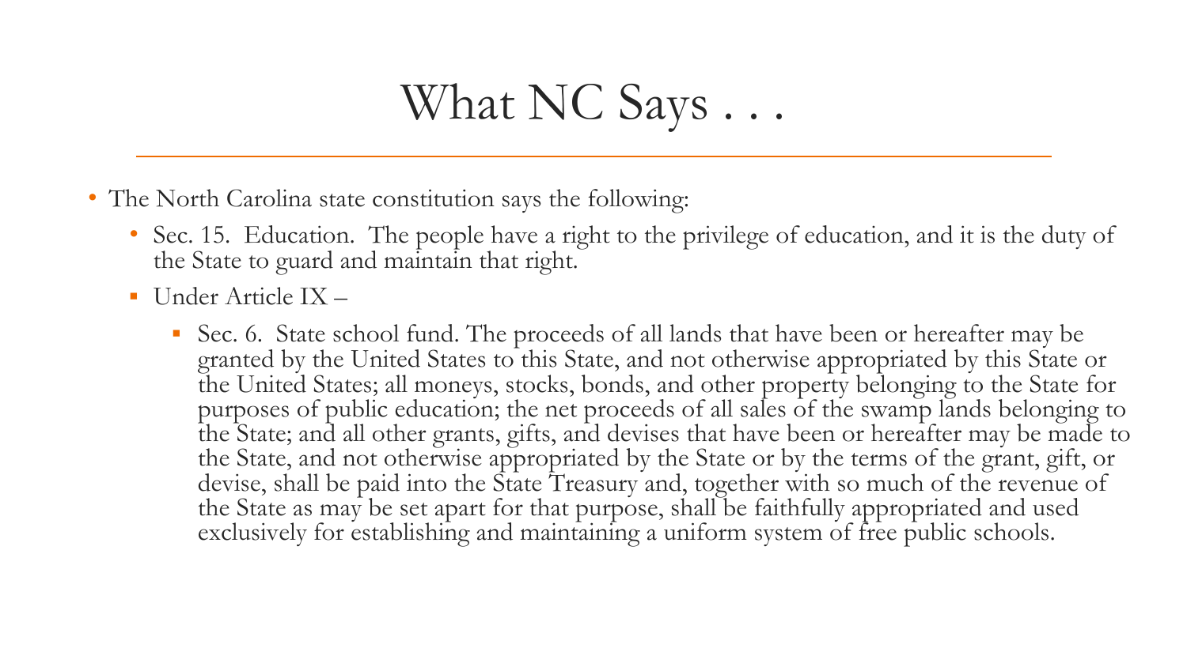# What NC Says . . .

- The North Carolina state constitution says the following:
  - Sec. 15. Education. The people have a right to the privilege of education, and it is the duty of the State to guard and maintain that right.
  - Under Article IX –
    - Sec. 6. State school fund. The proceeds of all lands that have been or hereafter may be granted by the United States to this State, and not otherwise appropriated by this State or the United States; all moneys, stocks, bonds, and other property belonging to the State for purposes of public education; the net proceeds of all sales of the swamp lands belonging to the State; and all other grants, gifts, and devises that have been or hereafter may be made to the State, and not otherwise appropriated by the State or by the terms of the grant, gift, or devise, shall be paid into the State Treasury and, together with so much of the revenue of the State as may be set apart for that purpose, shall be faithfully appropriated and used exclusively for establishing and maintaining a uniform system of free public schools.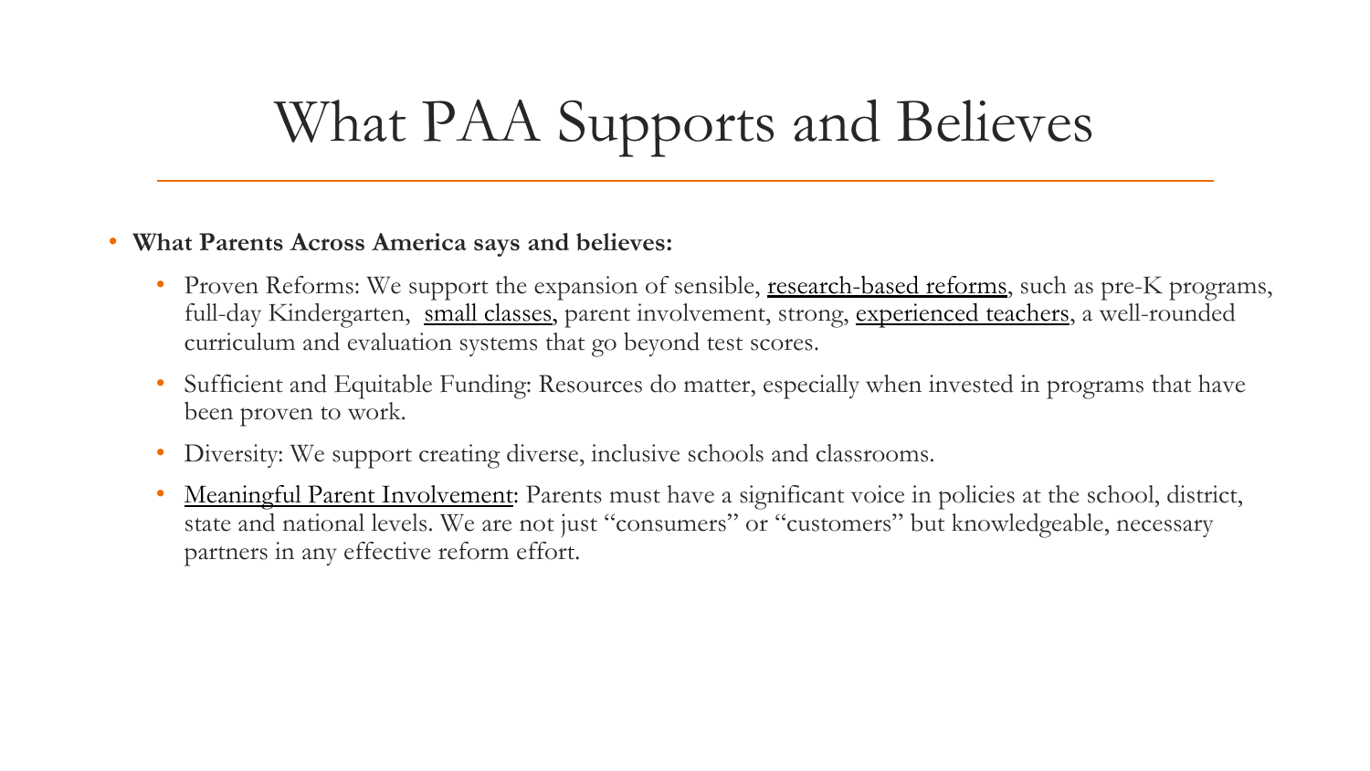# What PAA Supports and Believes

- **What Parents Across America says and believes:**
  - Proven Reforms: We support the expansion of sensible, research-based reforms, such as pre-K programs, full-day Kindergarten, small classes, parent involvement, strong, experienced teachers, a well-rounded curriculum and evaluation systems that go beyond test scores.
  - Sufficient and Equitable Funding: Resources do matter, especially when invested in programs that have been proven to work.
  - Diversity: We support creating diverse, inclusive schools and classrooms.
  - Meaningful Parent Involvement: Parents must have a significant voice in policies at the school, district, state and national levels. We are not just "consumers" or "customers" but knowledgeable, necessary partners in any effective reform effort.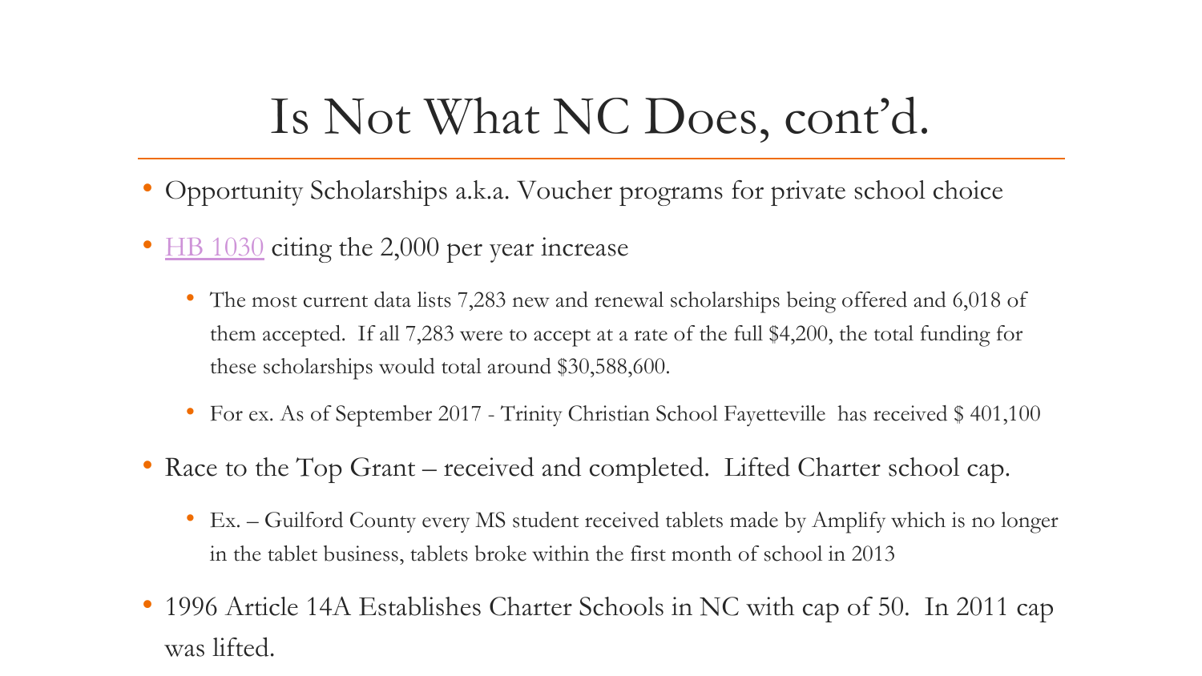# Is Not What NC Does, cont'd.

- Opportunity Scholarships a.k.a. Voucher programs for private school choice
- HB 1030 citing the 2,000 per year increase
  - The most current data lists 7,283 new and renewal scholarships being offered and 6,018 of them accepted. If all 7,283 were to accept at a rate of the full $4,200, the total funding for these scholarships would total around $30,588,600.
  - For ex. As of September 2017 - Trinity Christian School Fayetteville has received $ 401,100
- Race to the Top Grant – received and completed. Lifted Charter school cap.
  - Ex. – Guilford County every MS student received tablets made by Amplify which is no longer in the tablet business, tablets broke within the first month of school in 2013
- 1996 Article 14A Establishes Charter Schools in NC with cap of 50. In 2011 cap was lifted.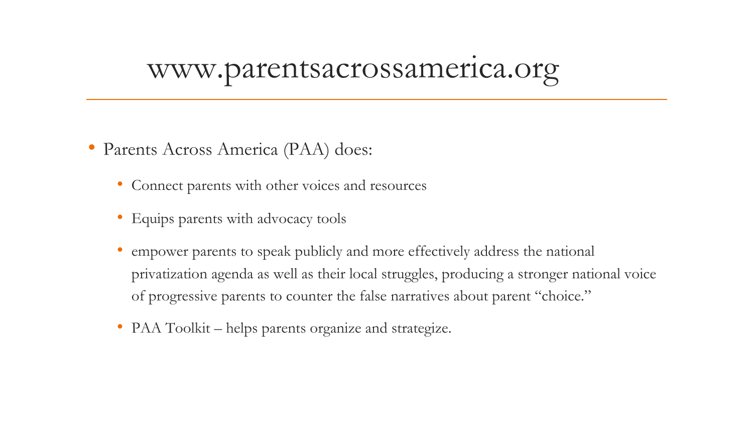# www.parentsacrossamerica.org

- Parents Across America (PAA) does:
  - Connect parents with other voices and resources
  - Equips parents with advocacy tools
  - empower parents to speak publicly and more effectively address the national privatization agenda as well as their local struggles, producing a stronger national voice of progressive parents to counter the false narratives about parent “choice.”
  - PAA Toolkit – helps parents organize and strategize.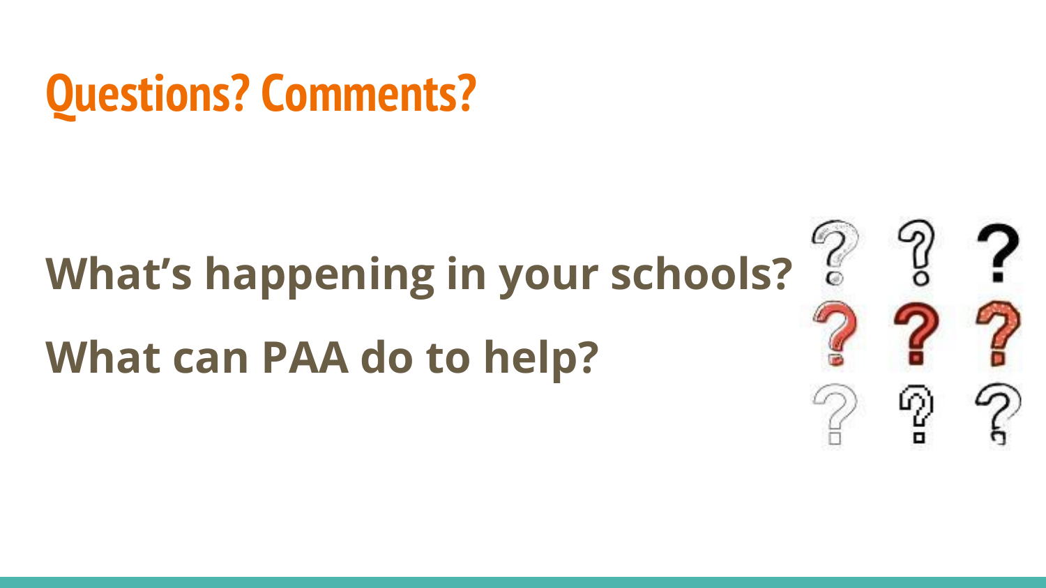# Questions? Comments?

**What's happening in your schools?**

**What can PAA do to help?**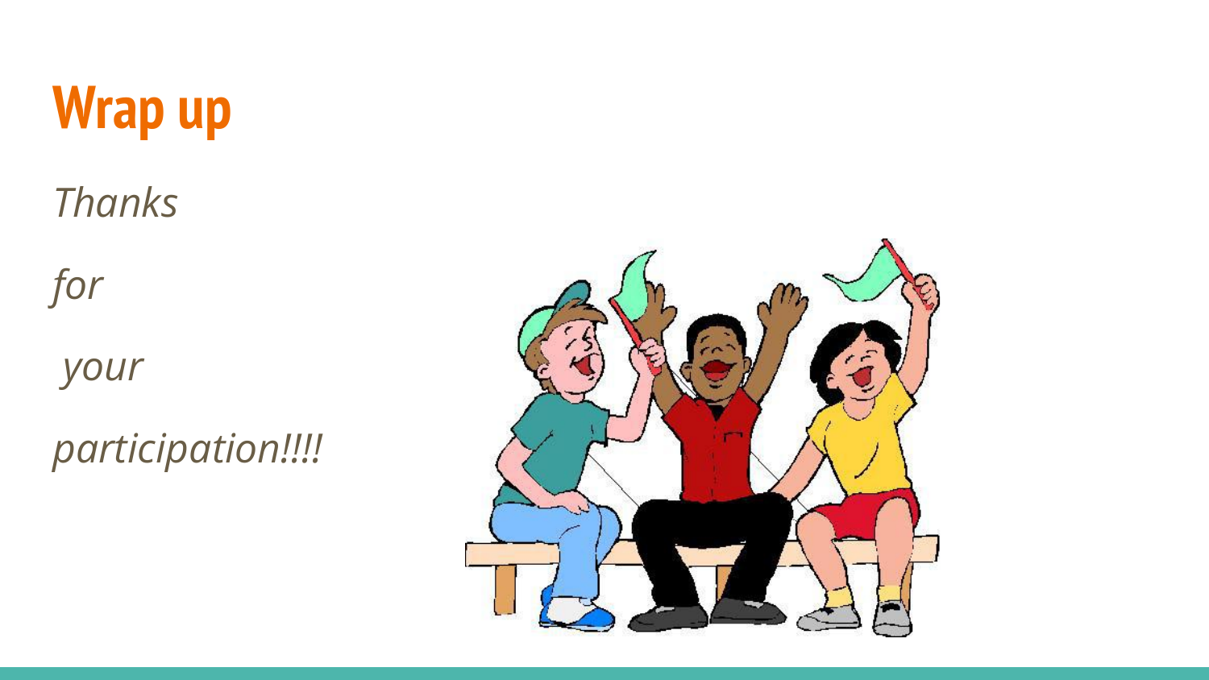# Wrap up

*Thanks*

*for*

*your*

*participation!!!!*